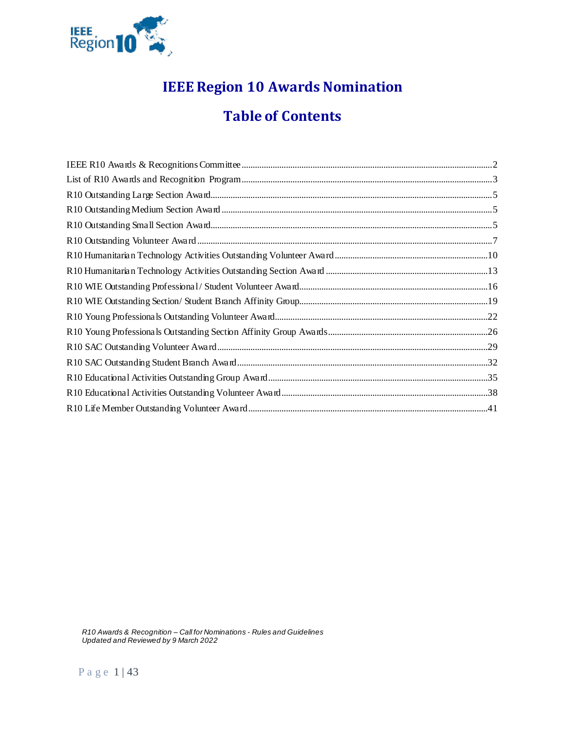# IEEE Region 10 Awards Nomination

## Table of Contents

IEEE R10 Awards & Recognitions Committee ............ 2
List of R10 Awards and Recognition Program ............ 3
R10 Outstanding Large Section Award ............ 5
R10 Outstanding Medium Section Award ............ 5
R10 Outstanding Small Section Award ............ 5
R10 Outstanding Volunteer Award ............ 7
R10 Humanitarian Technology Activities Outstanding Volunteer Award ............ 10
R10 Humanitarian Technology Activities Outstanding Section Award ............ 13
R10 WIE Outstanding Professional / Student Volunteer Award ............ 16
R10 WIE Outstanding Section/ Student Branch Affinity Group ............ 19
R10 Young Professionals Outstanding Volunteer Award ............ 22
R10 Young Professionals Outstanding Section Affinity Group Awards ............ 26
R10 SAC Outstanding Volunteer Award ............ 29
R10 SAC Outstanding Student Branch Award ............ 32
R10 Educational Activities Outstanding Group Award ............ 35
R10 Educational Activities Outstanding Volunteer Award ............ 38
R10 Life Member Outstanding Volunteer Award ............ 41

*R10 Awards & Recognition – Call for Nominations - Rules and Guidelines*
*Updated and Reviewed by 9 March 2022*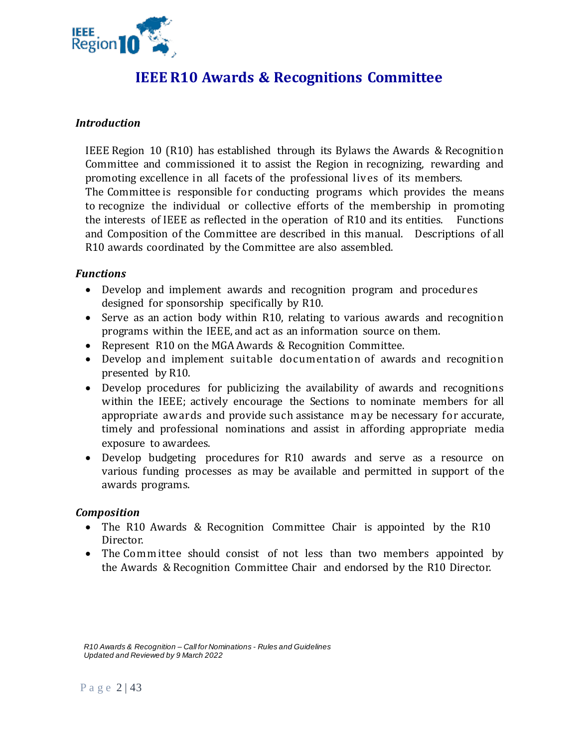# IEEE R10 Awards & Recognitions Committee

***Introduction***

IEEE Region 10 (R10) has established through its Bylaws the Awards & Recognition Committee and commissioned it to assist the Region in recognizing, rewarding and promoting excellence in all facets of the professional lives of its members.
The Committee is responsible for conducting programs which provides the means to recognize the individual or collective efforts of the membership in promoting the interests of IEEE as reflected in the operation of R10 and its entities. Functions and Composition of the Committee are described in this manual. Descriptions of all R10 awards coordinated by the Committee are also assembled.

***Functions***

- Develop and implement awards and recognition program and procedures designed for sponsorship specifically by R10.
- Serve as an action body within R10, relating to various awards and recognition programs within the IEEE, and act as an information source on them.
- Represent R10 on the MGA Awards & Recognition Committee.
- Develop and implement suitable documentation of awards and recognition presented by R10.
- Develop procedures for publicizing the availability of awards and recognitions within the IEEE; actively encourage the Sections to nominate members for all appropriate awards and provide such assistance may be necessary for accurate, timely and professional nominations and assist in affording appropriate media exposure to awardees.
- Develop budgeting procedures for R10 awards and serve as a resource on various funding processes as may be available and permitted in support of the awards programs.

***Composition***

- The R10 Awards & Recognition Committee Chair is appointed by the R10 Director.
- The Committee should consist of not less than two members appointed by the Awards & Recognition Committee Chair and endorsed by the R10 Director.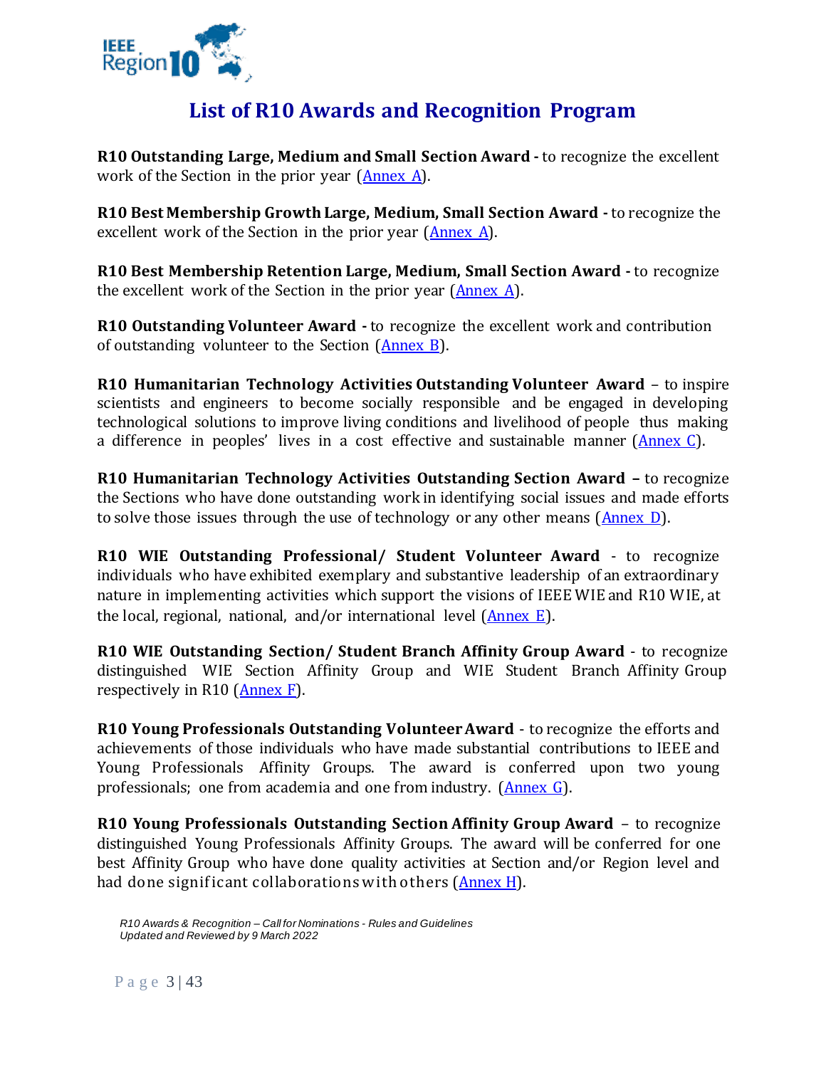# List of R10 Awards and Recognition Program

**R10 Outstanding Large, Medium and Small Section Award -** to recognize the excellent work of the Section in the prior year (Annex A).

**R10 Best Membership Growth Large, Medium, Small Section Award -** to recognize the excellent work of the Section in the prior year (Annex A).

**R10 Best Membership Retention Large, Medium, Small Section Award -** to recognize the excellent work of the Section in the prior year (Annex A).

**R10 Outstanding Volunteer Award -** to recognize the excellent work and contribution of outstanding volunteer to the Section (Annex B).

**R10 Humanitarian Technology Activities Outstanding Volunteer Award** – to inspire scientists and engineers to become socially responsible and be engaged in developing technological solutions to improve living conditions and livelihood of people thus making a difference in peoples' lives in a cost effective and sustainable manner (Annex C).

**R10 Humanitarian Technology Activities Outstanding Section Award –** to recognize the Sections who have done outstanding work in identifying social issues and made efforts to solve those issues through the use of technology or any other means (Annex D).

**R10 WIE Outstanding Professional/ Student Volunteer Award** - to recognize individuals who have exhibited exemplary and substantive leadership of an extraordinary nature in implementing activities which support the visions of IEEE WIE and R10 WIE, at the local, regional, national, and/or international level (Annex E).

**R10 WIE Outstanding Section/ Student Branch Affinity Group Award** - to recognize distinguished WIE Section Affinity Group and WIE Student Branch Affinity Group respectively in R10 (Annex F).

**R10 Young Professionals Outstanding Volunteer Award** - to recognize the efforts and achievements of those individuals who have made substantial contributions to IEEE and Young Professionals Affinity Groups. The award is conferred upon two young professionals; one from academia and one from industry. (Annex G).

**R10 Young Professionals Outstanding Section Affinity Group Award** – to recognize distinguished Young Professionals Affinity Groups. The award will be conferred for one best Affinity Group who have done quality activities at Section and/or Region level and had done significant collaborations with others (Annex H).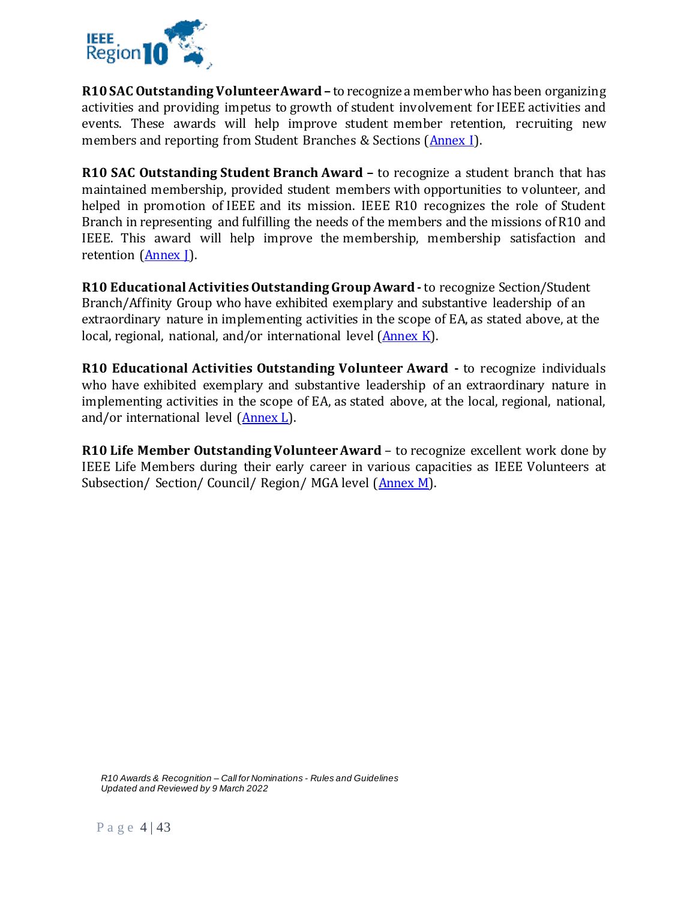**R10 SAC Outstanding Volunteer Award –** to recognize a member who has been organizing activities and providing impetus to growth of student involvement for IEEE activities and events. These awards will help improve student member retention, recruiting new members and reporting from Student Branches & Sections (Annex I).

**R10 SAC Outstanding Student Branch Award –** to recognize a student branch that has maintained membership, provided student members with opportunities to volunteer, and helped in promotion of IEEE and its mission. IEEE R10 recognizes the role of Student Branch in representing and fulfilling the needs of the members and the missions of R10 and IEEE. This award will help improve the membership, membership satisfaction and retention (Annex J).

**R10 Educational Activities Outstanding Group Award -** to recognize Section/Student Branch/Affinity Group who have exhibited exemplary and substantive leadership of an extraordinary nature in implementing activities in the scope of EA, as stated above, at the local, regional, national, and/or international level (Annex K).

**R10 Educational Activities Outstanding Volunteer Award -** to recognize individuals who have exhibited exemplary and substantive leadership of an extraordinary nature in implementing activities in the scope of EA, as stated above, at the local, regional, national, and/or international level (Annex L).

**R10 Life Member Outstanding Volunteer Award** – to recognize excellent work done by IEEE Life Members during their early career in various capacities as IEEE Volunteers at Subsection/ Section/ Council/ Region/ MGA level (Annex M).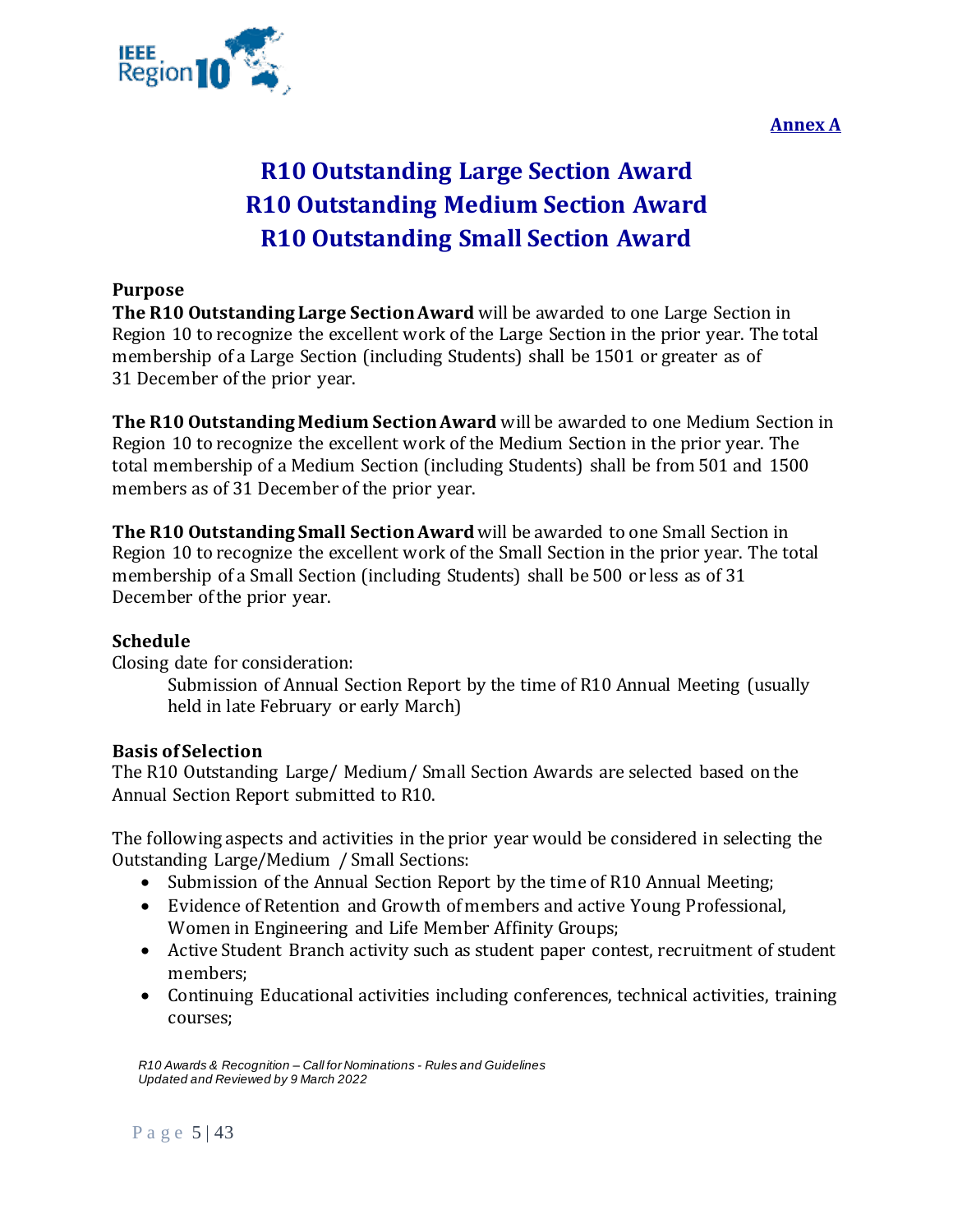**Annex A**

# R10 Outstanding Large Section Award
# R10 Outstanding Medium Section Award
# R10 Outstanding Small Section Award

### Purpose

**The R10 Outstanding Large Section Award** will be awarded to one Large Section in Region 10 to recognize the excellent work of the Large Section in the prior year. The total membership of a Large Section (including Students) shall be 1501 or greater as of 31 December of the prior year.

**The R10 Outstanding Medium Section Award** will be awarded to one Medium Section in Region 10 to recognize the excellent work of the Medium Section in the prior year. The total membership of a Medium Section (including Students) shall be from 501 and 1500 members as of 31 December of the prior year.

**The R10 Outstanding Small Section Award** will be awarded to one Small Section in Region 10 to recognize the excellent work of the Small Section in the prior year. The total membership of a Small Section (including Students) shall be 500 or less as of 31 December of the prior year.

### Schedule

Closing date for consideration:

> Submission of Annual Section Report by the time of R10 Annual Meeting (usually held in late February or early March)

### Basis of Selection

The R10 Outstanding Large/ Medium/ Small Section Awards are selected based on the Annual Section Report submitted to R10.

The following aspects and activities in the prior year would be considered in selecting the Outstanding Large/Medium / Small Sections:

- Submission of the Annual Section Report by the time of R10 Annual Meeting;
- Evidence of Retention and Growth of members and active Young Professional, Women in Engineering and Life Member Affinity Groups;
- Active Student Branch activity such as student paper contest, recruitment of student members;
- Continuing Educational activities including conferences, technical activities, training courses;

*R10 Awards & Recognition – Call for Nominations - Rules and Guidelines*
*Updated and Reviewed by 9 March 2022*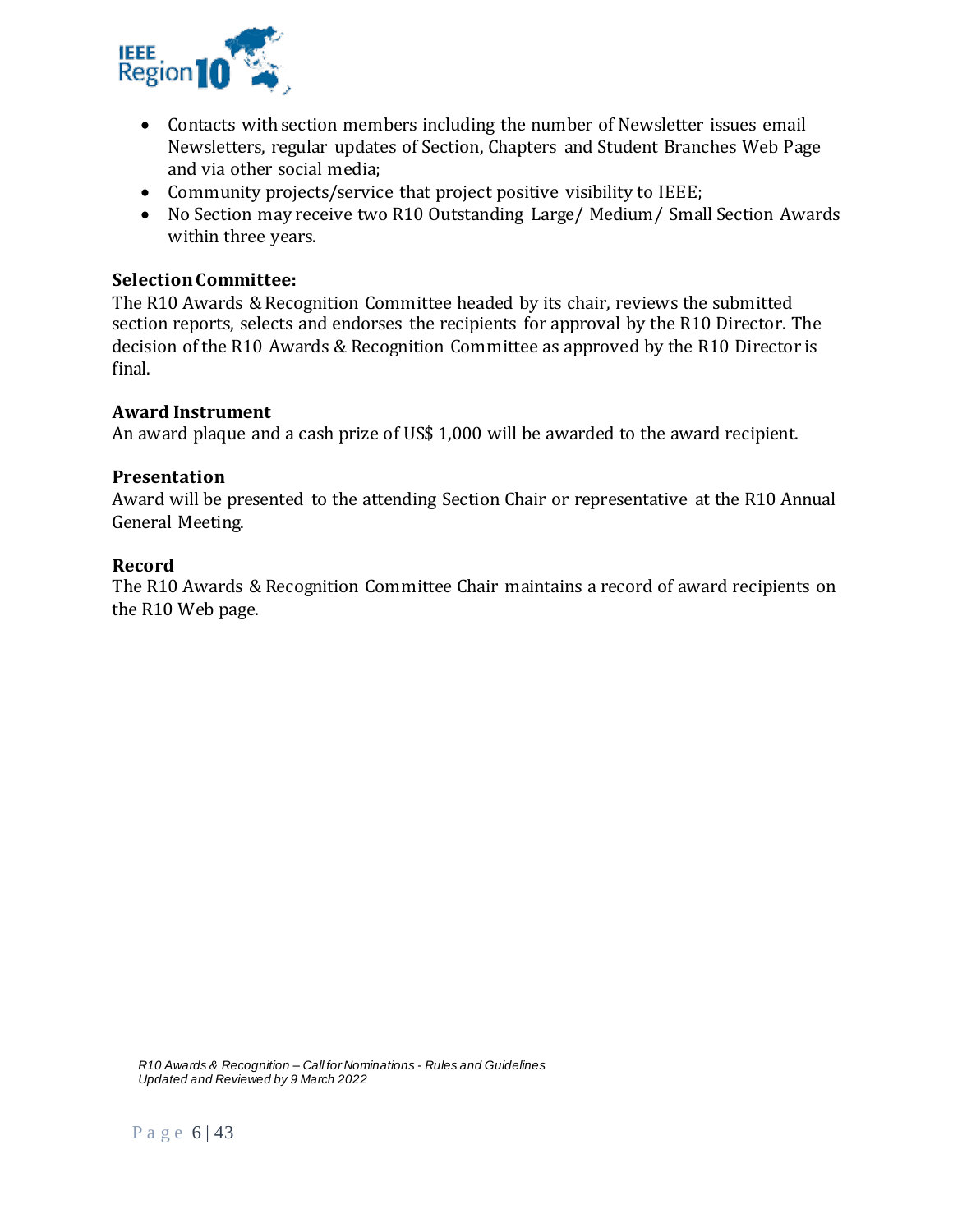- Contacts with section members including the number of Newsletter issues email Newsletters, regular updates of Section, Chapters and Student Branches Web Page and via other social media;
- Community projects/service that project positive visibility to IEEE;
- No Section may receive two R10 Outstanding Large/ Medium/ Small Section Awards within three years.

**Selection Committee:**
The R10 Awards & Recognition Committee headed by its chair, reviews the submitted section reports, selects and endorses the recipients for approval by the R10 Director. The decision of the R10 Awards & Recognition Committee as approved by the R10 Director is final.

**Award Instrument**
An award plaque and a cash prize of US$ 1,000 will be awarded to the award recipient.

**Presentation**
Award will be presented to the attending Section Chair or representative at the R10 Annual General Meeting.

**Record**
The R10 Awards & Recognition Committee Chair maintains a record of award recipients on the R10 Web page.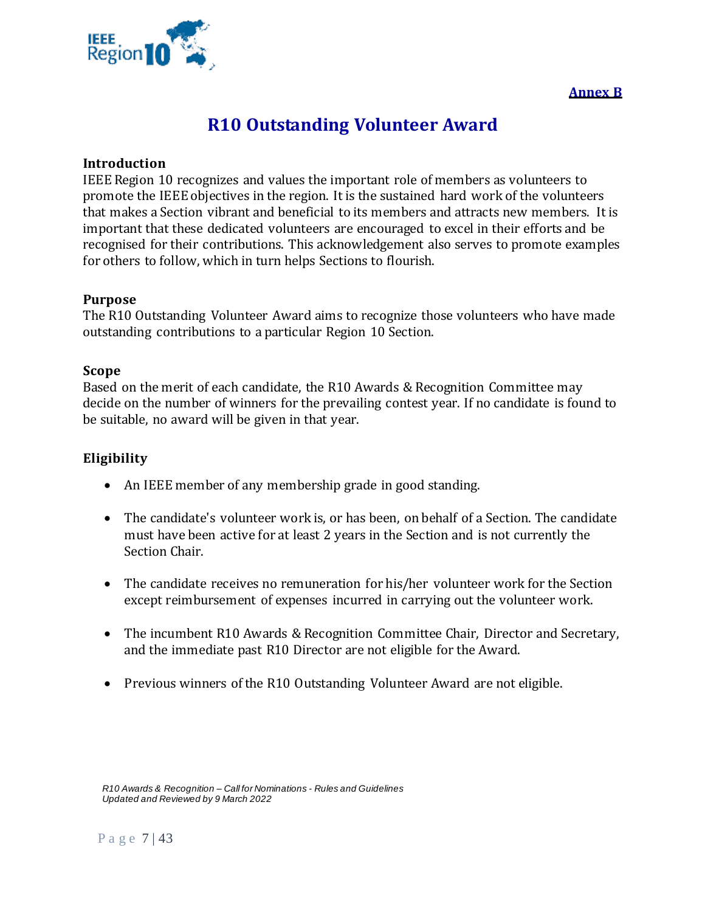**Annex B**

# R10 Outstanding Volunteer Award

## Introduction

IEEE Region 10 recognizes and values the important role of members as volunteers to promote the IEEE objectives in the region. It is the sustained hard work of the volunteers that makes a Section vibrant and beneficial to its members and attracts new members. It is important that these dedicated volunteers are encouraged to excel in their efforts and be recognised for their contributions. This acknowledgement also serves to promote examples for others to follow, which in turn helps Sections to flourish.

## Purpose

The R10 Outstanding Volunteer Award aims to recognize those volunteers who have made outstanding contributions to a particular Region 10 Section.

## Scope

Based on the merit of each candidate, the R10 Awards & Recognition Committee may decide on the number of winners for the prevailing contest year. If no candidate is found to be suitable, no award will be given in that year.

## Eligibility

- An IEEE member of any membership grade in good standing.
- The candidate's volunteer work is, or has been, on behalf of a Section. The candidate must have been active for at least 2 years in the Section and is not currently the Section Chair.
- The candidate receives no remuneration for his/her volunteer work for the Section except reimbursement of expenses incurred in carrying out the volunteer work.
- The incumbent R10 Awards & Recognition Committee Chair, Director and Secretary, and the immediate past R10 Director are not eligible for the Award.
- Previous winners of the R10 Outstanding Volunteer Award are not eligible.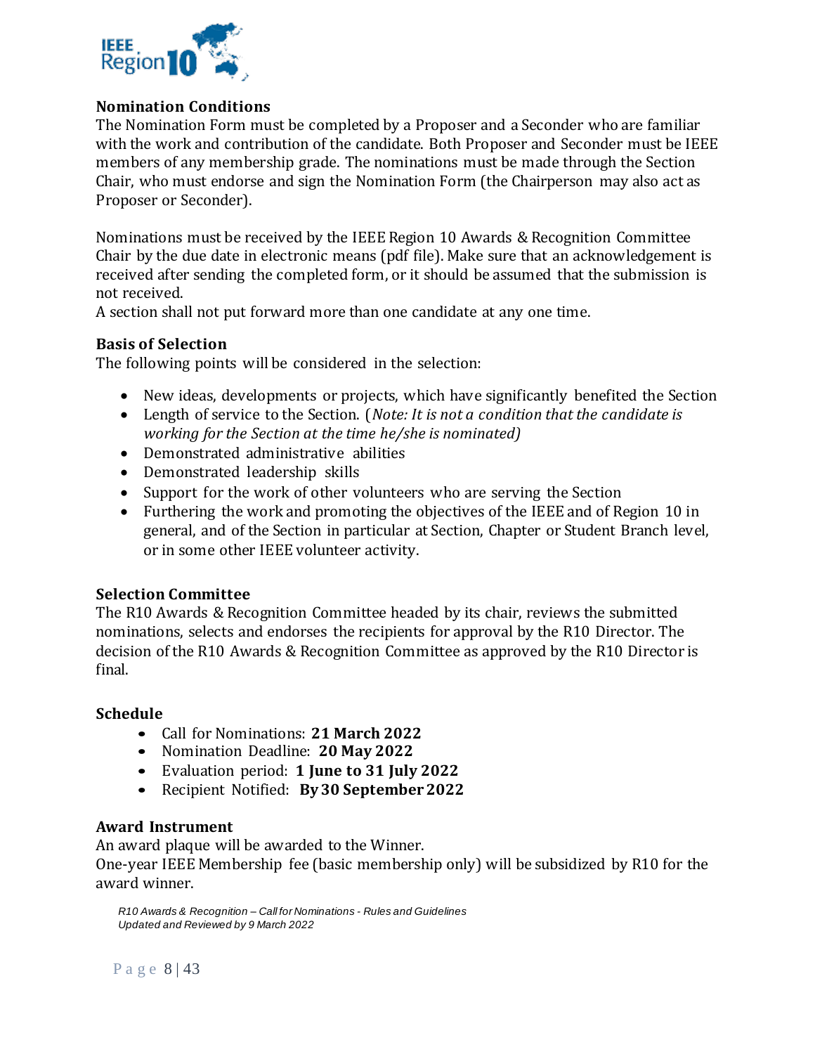### Nomination Conditions

The Nomination Form must be completed by a Proposer and a Seconder who are familiar with the work and contribution of the candidate. Both Proposer and Seconder must be IEEE members of any membership grade. The nominations must be made through the Section Chair, who must endorse and sign the Nomination Form (the Chairperson may also act as Proposer or Seconder).

Nominations must be received by the IEEE Region 10 Awards & Recognition Committee Chair by the due date in electronic means (pdf file). Make sure that an acknowledgement is received after sending the completed form, or it should be assumed that the submission is not received.

A section shall not put forward more than one candidate at any one time.

### Basis of Selection

The following points will be considered in the selection:

- New ideas, developments or projects, which have significantly benefited the Section
- Length of service to the Section. (*Note: It is not a condition that the candidate is working for the Section at the time he/she is nominated)*
- Demonstrated administrative abilities
- Demonstrated leadership skills
- Support for the work of other volunteers who are serving the Section
- Furthering the work and promoting the objectives of the IEEE and of Region 10 in general, and of the Section in particular at Section, Chapter or Student Branch level, or in some other IEEE volunteer activity.

### Selection Committee

The R10 Awards & Recognition Committee headed by its chair, reviews the submitted nominations, selects and endorses the recipients for approval by the R10 Director. The decision of the R10 Awards & Recognition Committee as approved by the R10 Director is final.

### Schedule

- Call for Nominations: **21 March 2022**
- Nomination Deadline: **20 May 2022**
- Evaluation period: **1 June to 31 July 2022**
- Recipient Notified: **By 30 September 2022**

### Award Instrument

An award plaque will be awarded to the Winner.

One-year IEEE Membership fee (basic membership only) will be subsidized by R10 for the award winner.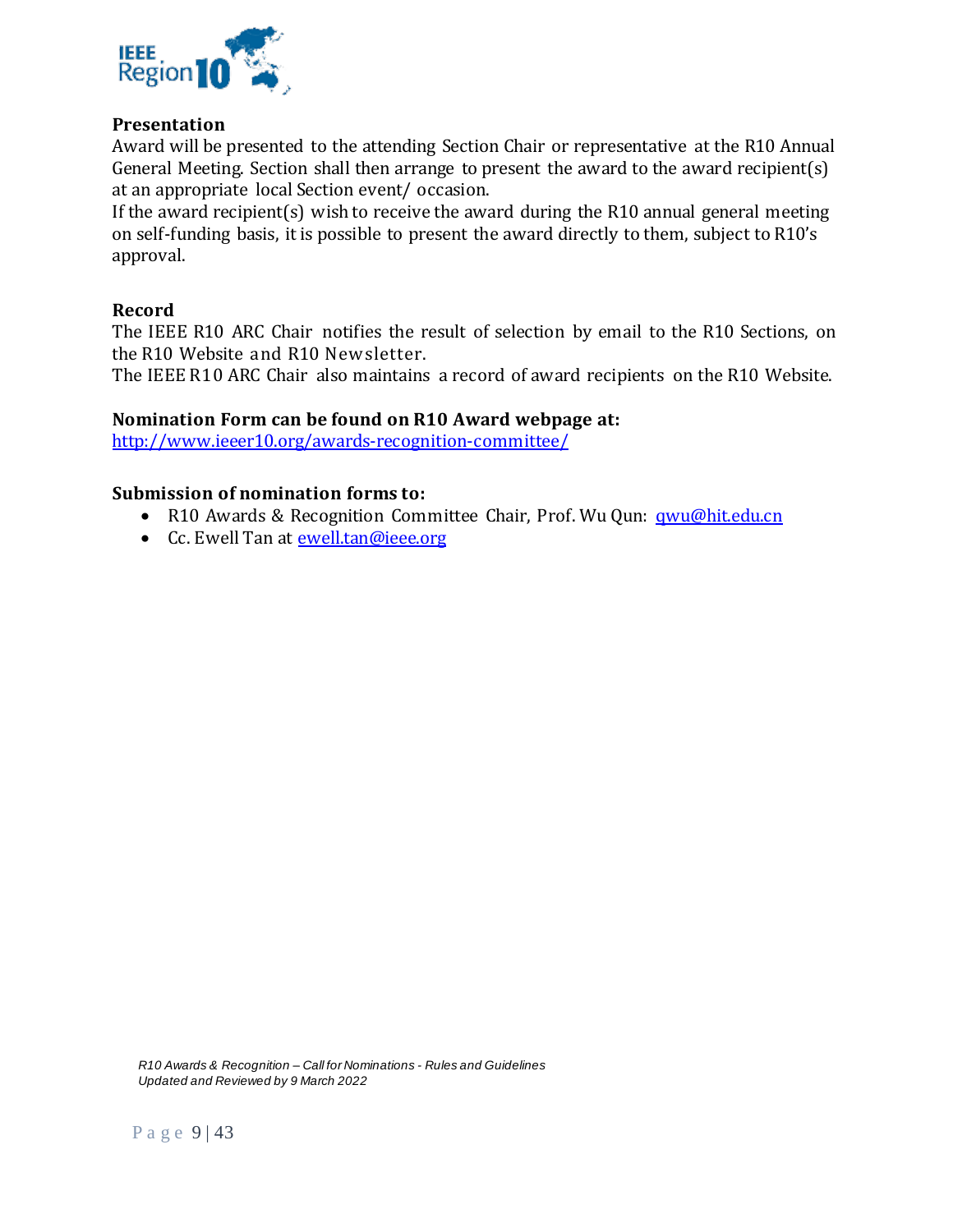**Presentation**

Award will be presented to the attending Section Chair or representative at the R10 Annual General Meeting. Section shall then arrange to present the award to the award recipient(s) at an appropriate local Section event/ occasion.

If the award recipient(s) wish to receive the award during the R10 annual general meeting on self-funding basis, it is possible to present the award directly to them, subject to R10's approval.

**Record**

The IEEE R10 ARC Chair notifies the result of selection by email to the R10 Sections, on the R10 Website and R10 Newsletter.

The IEEE R10 ARC Chair also maintains a record of award recipients on the R10 Website.

**Nomination Form can be found on R10 Award webpage at:**

http://www.ieeer10.org/awards-recognition-committee/

**Submission of nomination forms to:**

- R10 Awards & Recognition Committee Chair, Prof. Wu Qun: qwu@hit.edu.cn
- Cc. Ewell Tan at ewell.tan@ieee.org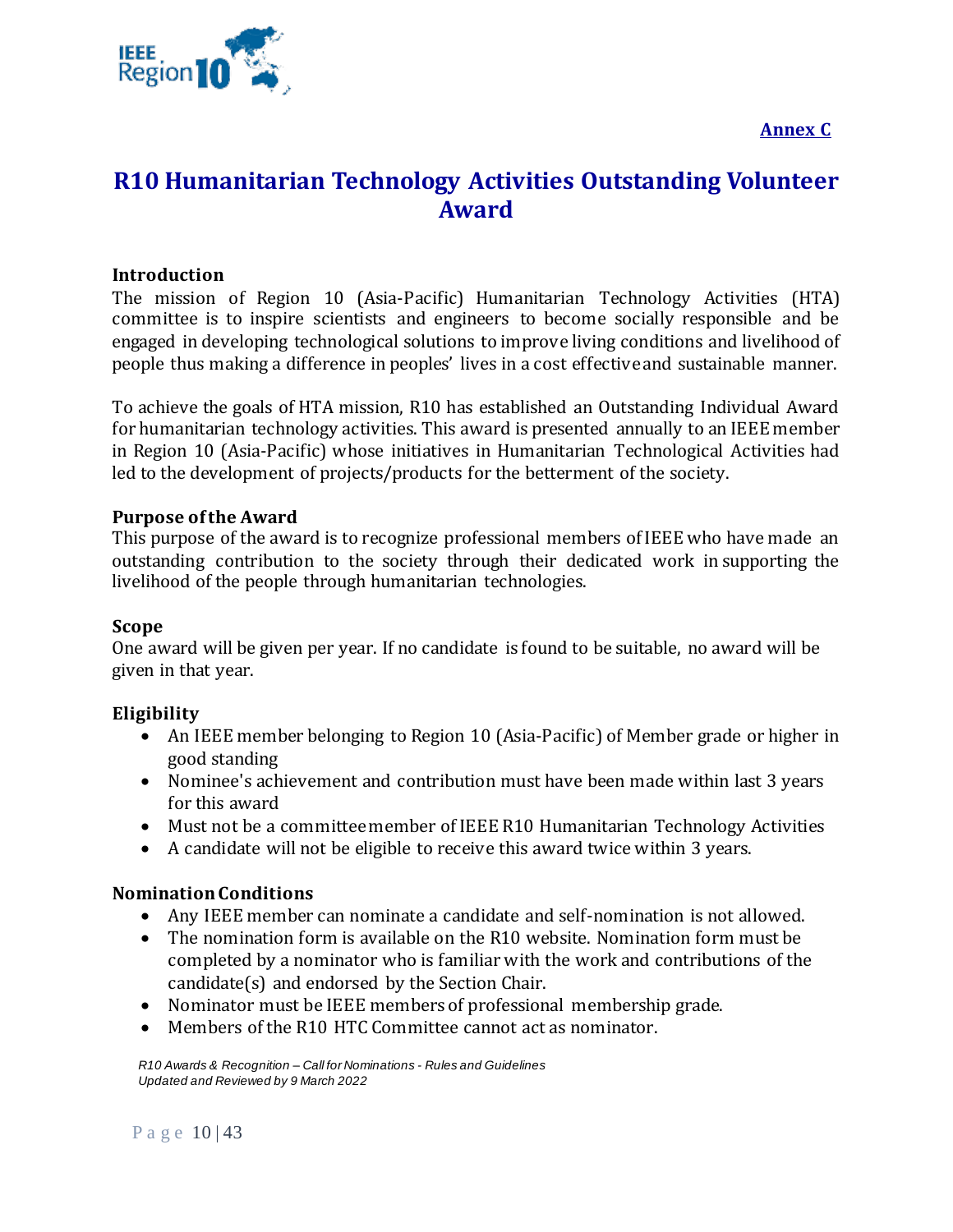**Annex C**

# R10 Humanitarian Technology Activities Outstanding Volunteer Award

### Introduction

The mission of Region 10 (Asia-Pacific) Humanitarian Technology Activities (HTA) committee is to inspire scientists and engineers to become socially responsible and be engaged in developing technological solutions to improve living conditions and livelihood of people thus making a difference in peoples' lives in a cost effective and sustainable manner.

To achieve the goals of HTA mission, R10 has established an Outstanding Individual Award for humanitarian technology activities. This award is presented annually to an IEEE member in Region 10 (Asia-Pacific) whose initiatives in Humanitarian Technological Activities had led to the development of projects/products for the betterment of the society.

### Purpose of the Award

This purpose of the award is to recognize professional members of IEEE who have made an outstanding contribution to the society through their dedicated work in supporting the livelihood of the people through humanitarian technologies.

### Scope

One award will be given per year. If no candidate is found to be suitable, no award will be given in that year.

### Eligibility

- An IEEE member belonging to Region 10 (Asia-Pacific) of Member grade or higher in good standing
- Nominee's achievement and contribution must have been made within last 3 years for this award
- Must not be a committee member of IEEE R10 Humanitarian Technology Activities
- A candidate will not be eligible to receive this award twice within 3 years.

### Nomination Conditions

- Any IEEE member can nominate a candidate and self-nomination is not allowed.
- The nomination form is available on the R10 website. Nomination form must be completed by a nominator who is familiar with the work and contributions of the candidate(s) and endorsed by the Section Chair.
- Nominator must be IEEE members of professional membership grade.
- Members of the R10 HTC Committee cannot act as nominator.

*R10 Awards & Recognition – Call for Nominations - Rules and Guidelines*
*Updated and Reviewed by 9 March 2022*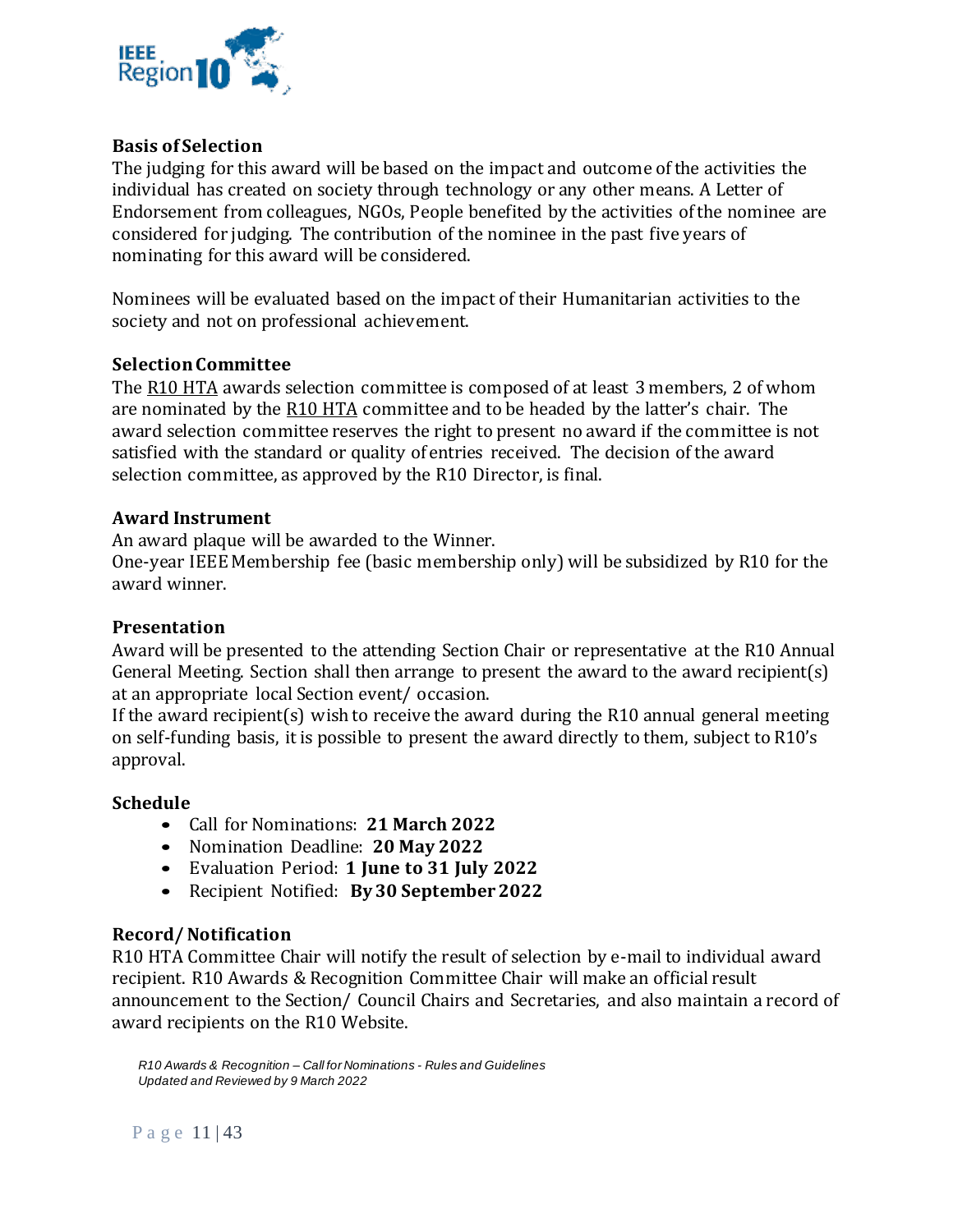### Basis of Selection

The judging for this award will be based on the impact and outcome of the activities the individual has created on society through technology or any other means. A Letter of Endorsement from colleagues, NGOs, People benefited by the activities of the nominee are considered for judging. The contribution of the nominee in the past five years of nominating for this award will be considered.

Nominees will be evaluated based on the impact of their Humanitarian activities to the society and not on professional achievement.

### Selection Committee

The R10 HTA awards selection committee is composed of at least 3 members, 2 of whom are nominated by the R10 HTA committee and to be headed by the latter's chair. The award selection committee reserves the right to present no award if the committee is not satisfied with the standard or quality of entries received. The decision of the award selection committee, as approved by the R10 Director, is final.

### Award Instrument

An award plaque will be awarded to the Winner.
One-year IEEE Membership fee (basic membership only) will be subsidized by R10 for the award winner.

### Presentation

Award will be presented to the attending Section Chair or representative at the R10 Annual General Meeting. Section shall then arrange to present the award to the award recipient(s) at an appropriate local Section event/ occasion.
If the award recipient(s) wish to receive the award during the R10 annual general meeting on self-funding basis, it is possible to present the award directly to them, subject to R10's approval.

### Schedule

- Call for Nominations: **21 March 2022**
- Nomination Deadline: **20 May 2022**
- Evaluation Period: **1 June to 31 July 2022**
- Recipient Notified: **By 30 September 2022**

### Record/ Notification

R10 HTA Committee Chair will notify the result of selection by e-mail to individual award recipient. R10 Awards & Recognition Committee Chair will make an official result announcement to the Section/ Council Chairs and Secretaries, and also maintain a record of award recipients on the R10 Website.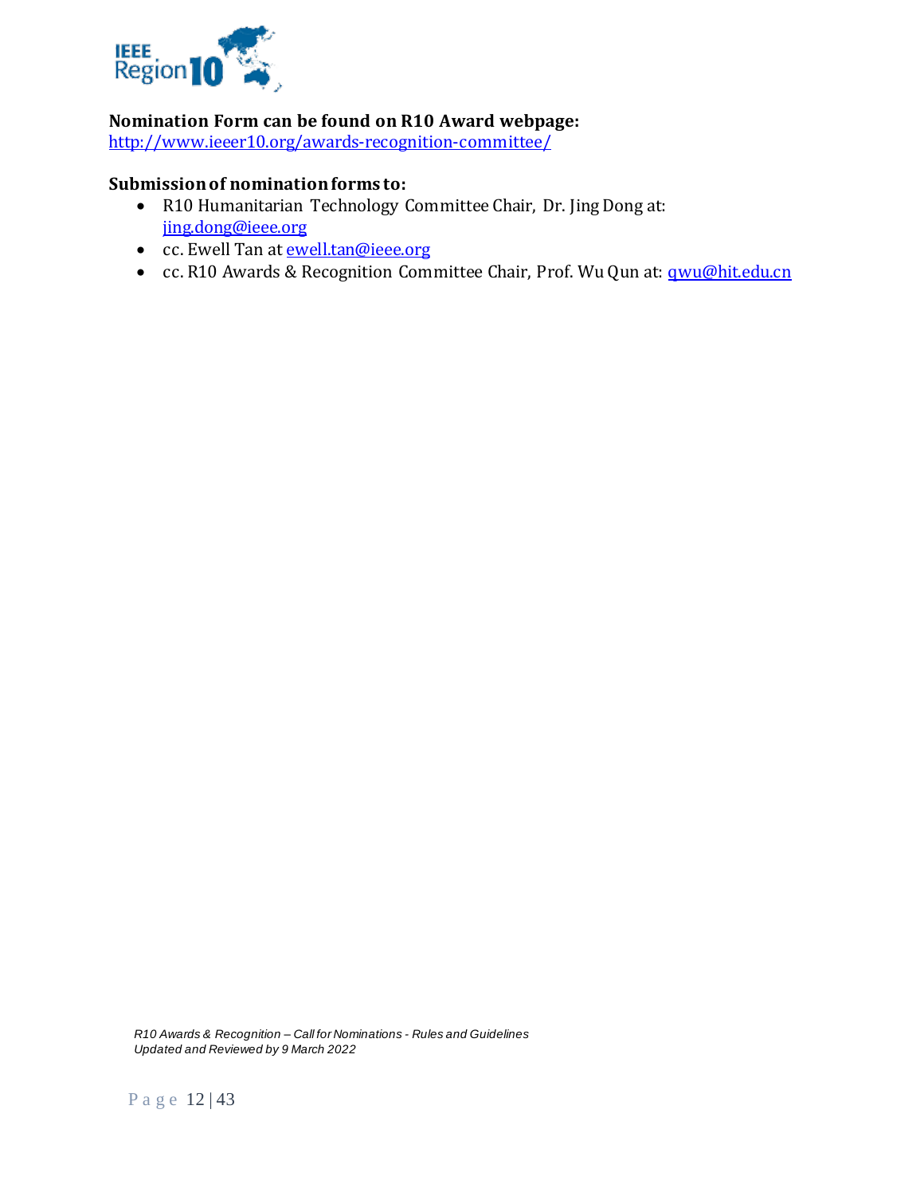**Nomination Form can be found on R10 Award webpage:**
http://www.ieeer10.org/awards-recognition-committee/

**Submission of nomination forms to:**

- R10 Humanitarian Technology Committee Chair, Dr. Jing Dong at: jing.dong@ieee.org
- cc. Ewell Tan at ewell.tan@ieee.org
- cc. R10 Awards & Recognition Committee Chair, Prof. Wu Qun at: qwu@hit.edu.cn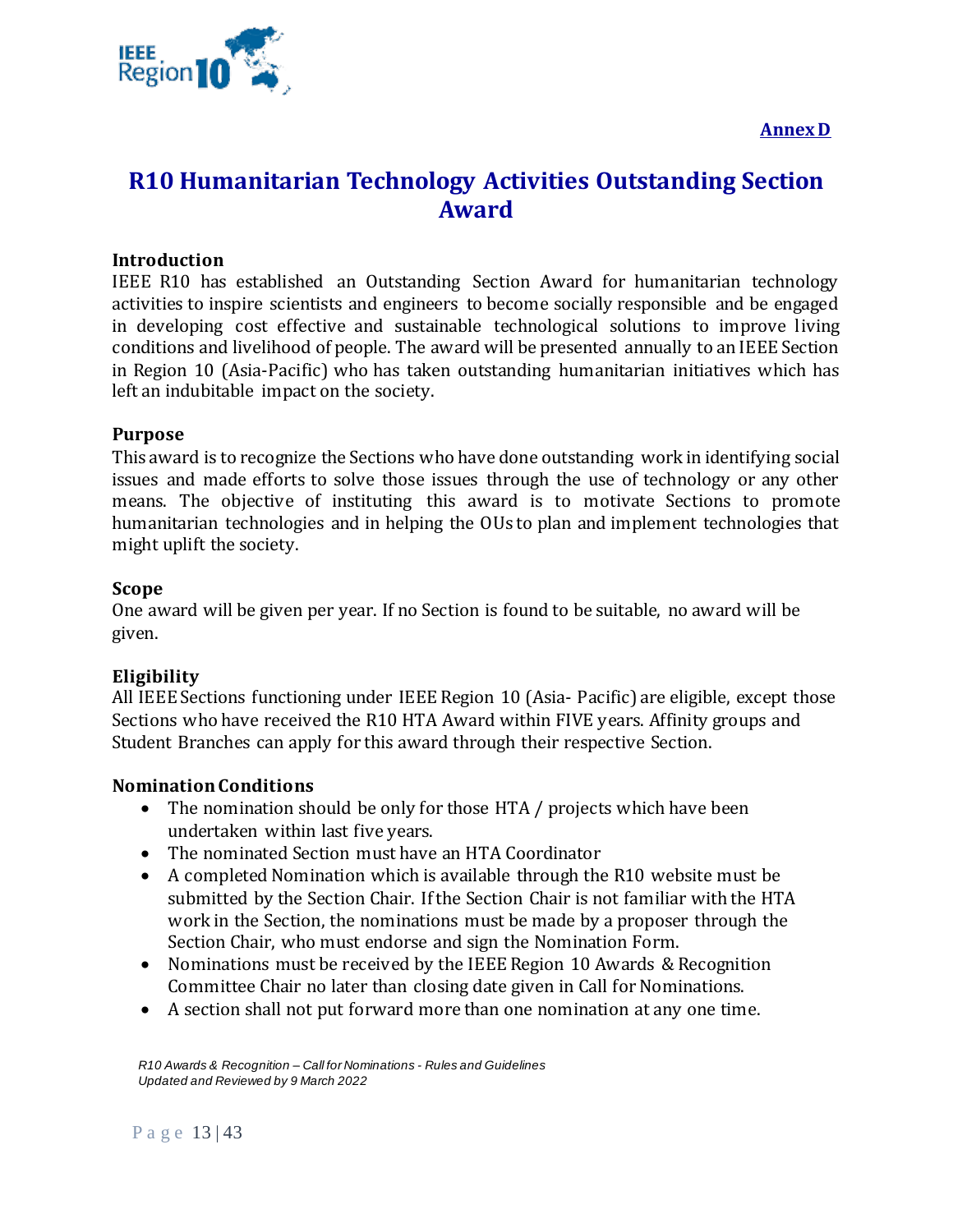**Annex D**

# R10 Humanitarian Technology Activities Outstanding Section Award

## Introduction

IEEE R10 has established an Outstanding Section Award for humanitarian technology activities to inspire scientists and engineers to become socially responsible and be engaged in developing cost effective and sustainable technological solutions to improve living conditions and livelihood of people. The award will be presented annually to an IEEE Section in Region 10 (Asia-Pacific) who has taken outstanding humanitarian initiatives which has left an indubitable impact on the society.

## Purpose

This award is to recognize the Sections who have done outstanding work in identifying social issues and made efforts to solve those issues through the use of technology or any other means. The objective of instituting this award is to motivate Sections to promote humanitarian technologies and in helping the OUs to plan and implement technologies that might uplift the society.

## Scope

One award will be given per year. If no Section is found to be suitable, no award will be given.

## Eligibility

All IEEE Sections functioning under IEEE Region 10 (Asia- Pacific) are eligible, except those Sections who have received the R10 HTA Award within FIVE years. Affinity groups and Student Branches can apply for this award through their respective Section.

## Nomination Conditions

- The nomination should be only for those HTA / projects which have been undertaken within last five years.
- The nominated Section must have an HTA Coordinator
- A completed Nomination which is available through the R10 website must be submitted by the Section Chair. If the Section Chair is not familiar with the HTA work in the Section, the nominations must be made by a proposer through the Section Chair, who must endorse and sign the Nomination Form.
- Nominations must be received by the IEEE Region 10 Awards & Recognition Committee Chair no later than closing date given in Call for Nominations.
- A section shall not put forward more than one nomination at any one time.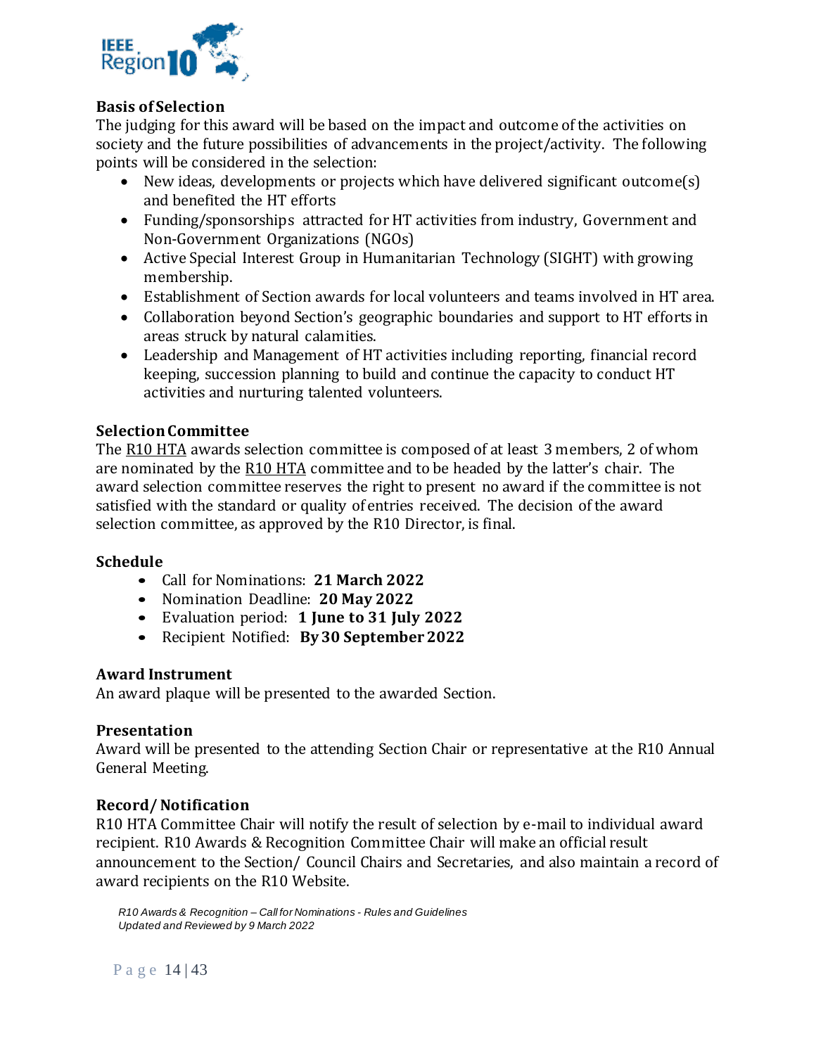**Basis of Selection**

The judging for this award will be based on the impact and outcome of the activities on society and the future possibilities of advancements in the project/activity. The following points will be considered in the selection:

- New ideas, developments or projects which have delivered significant outcome(s) and benefited the HT efforts
- Funding/sponsorships attracted for HT activities from industry, Government and Non-Government Organizations (NGOs)
- Active Special Interest Group in Humanitarian Technology (SIGHT) with growing membership.
- Establishment of Section awards for local volunteers and teams involved in HT area.
- Collaboration beyond Section's geographic boundaries and support to HT efforts in areas struck by natural calamities.
- Leadership and Management of HT activities including reporting, financial record keeping, succession planning to build and continue the capacity to conduct HT activities and nurturing talented volunteers.

**Selection Committee**

The R10 HTA awards selection committee is composed of at least 3 members, 2 of whom are nominated by the R10 HTA committee and to be headed by the latter's chair. The award selection committee reserves the right to present no award if the committee is not satisfied with the standard or quality of entries received. The decision of the award selection committee, as approved by the R10 Director, is final.

**Schedule**

- Call for Nominations: **21 March 2022**
- Nomination Deadline: **20 May 2022**
- Evaluation period: **1 June to 31 July 2022**
- Recipient Notified: **By 30 September 2022**

**Award Instrument**

An award plaque will be presented to the awarded Section.

**Presentation**

Award will be presented to the attending Section Chair or representative at the R10 Annual General Meeting.

**Record/ Notification**

R10 HTA Committee Chair will notify the result of selection by e-mail to individual award recipient. R10 Awards & Recognition Committee Chair will make an official result announcement to the Section/ Council Chairs and Secretaries, and also maintain a record of award recipients on the R10 Website.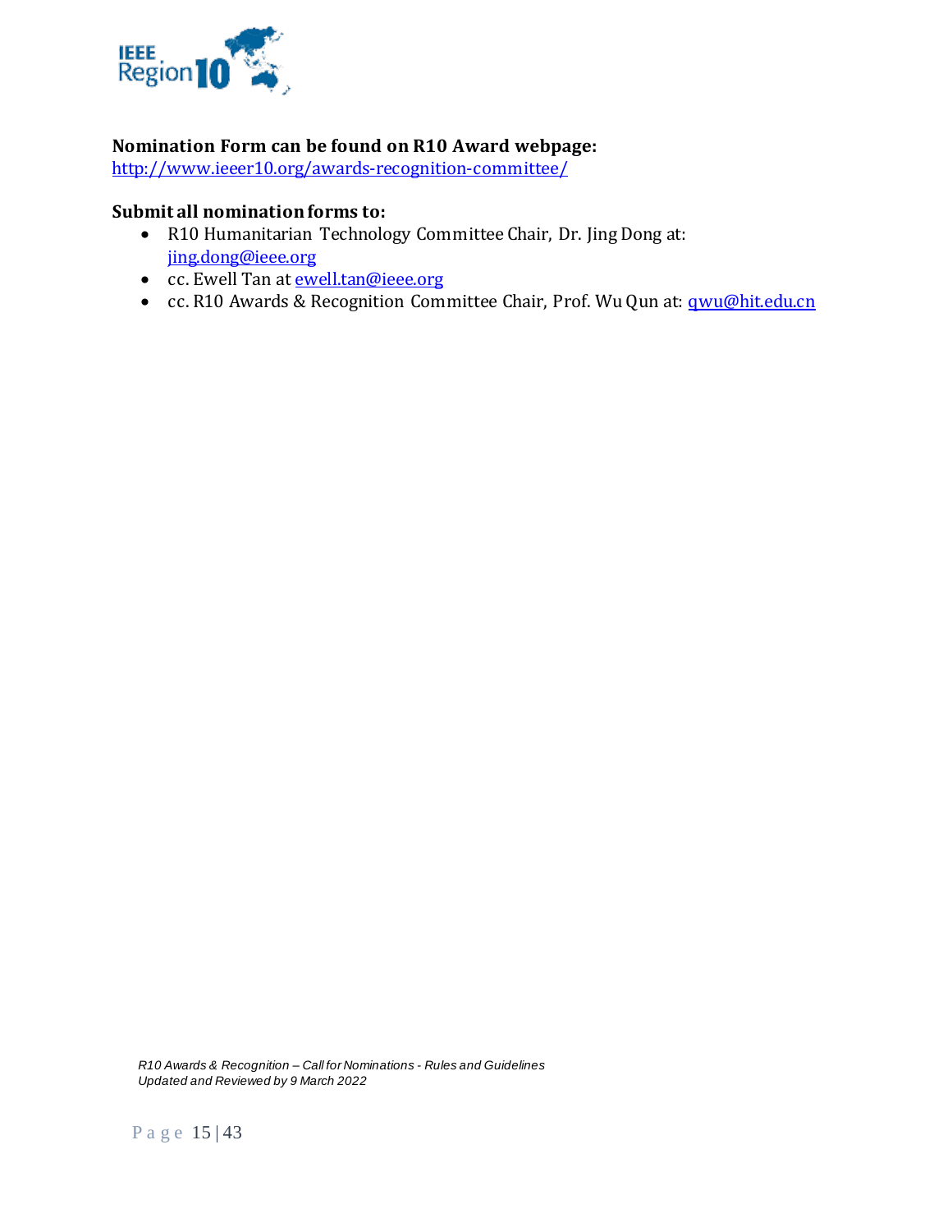**Nomination Form can be found on R10 Award webpage:**
http://www.ieeer10.org/awards-recognition-committee/

**Submit all nomination forms to:**

- R10 Humanitarian Technology Committee Chair, Dr. Jing Dong at: jing.dong@ieee.org
- cc. Ewell Tan at ewell.tan@ieee.org
- cc. R10 Awards & Recognition Committee Chair, Prof. Wu Qun at: qwu@hit.edu.cn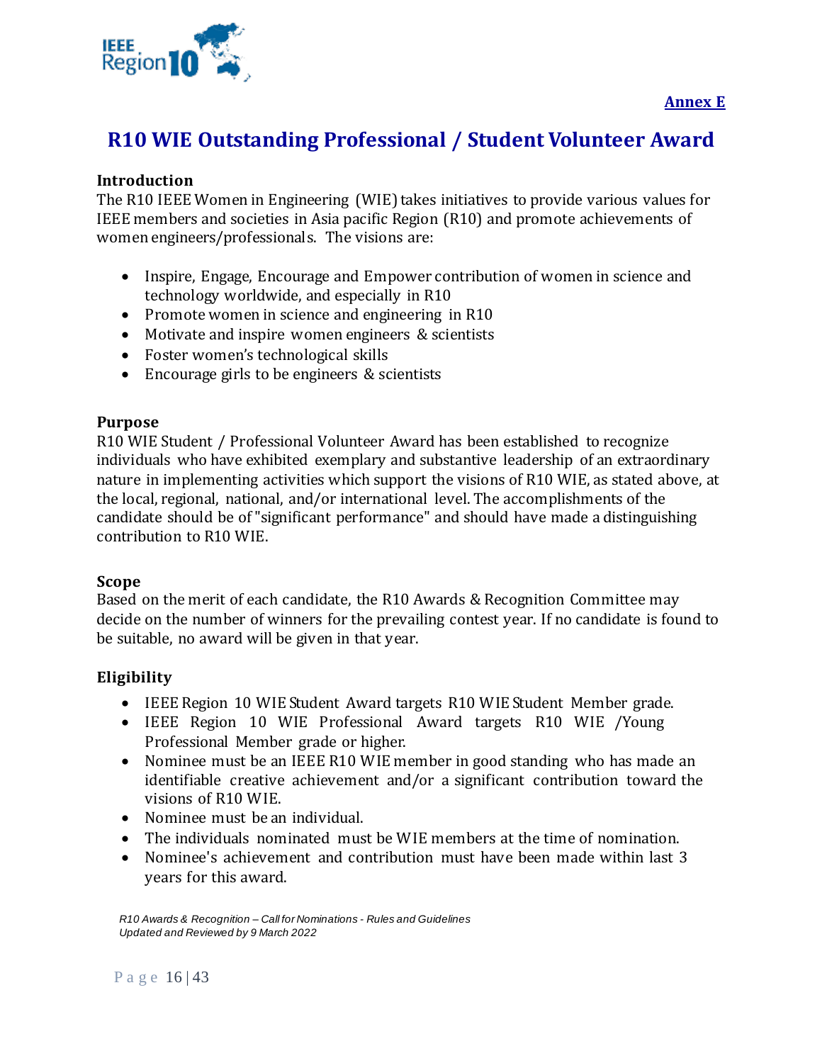**Annex E**

# R10 WIE Outstanding Professional / Student Volunteer Award

### Introduction

The R10 IEEE Women in Engineering (WIE) takes initiatives to provide various values for IEEE members and societies in Asia pacific Region (R10) and promote achievements of women engineers/professionals. The visions are:

- Inspire, Engage, Encourage and Empower contribution of women in science and technology worldwide, and especially in R10
- Promote women in science and engineering in R10
- Motivate and inspire women engineers & scientists
- Foster women's technological skills
- Encourage girls to be engineers & scientists

### Purpose

R10 WIE Student / Professional Volunteer Award has been established to recognize individuals who have exhibited exemplary and substantive leadership of an extraordinary nature in implementing activities which support the visions of R10 WIE, as stated above, at the local, regional, national, and/or international level. The accomplishments of the candidate should be of "significant performance" and should have made a distinguishing contribution to R10 WIE.

### Scope

Based on the merit of each candidate, the R10 Awards & Recognition Committee may decide on the number of winners for the prevailing contest year. If no candidate is found to be suitable, no award will be given in that year.

### Eligibility

- IEEE Region 10 WIE Student Award targets R10 WIE Student Member grade.
- IEEE Region 10 WIE Professional Award targets R10 WIE /Young Professional Member grade or higher.
- Nominee must be an IEEE R10 WIE member in good standing who has made an identifiable creative achievement and/or a significant contribution toward the visions of R10 WIE.
- Nominee must be an individual.
- The individuals nominated must be WIE members at the time of nomination.
- Nominee's achievement and contribution must have been made within last 3 years for this award.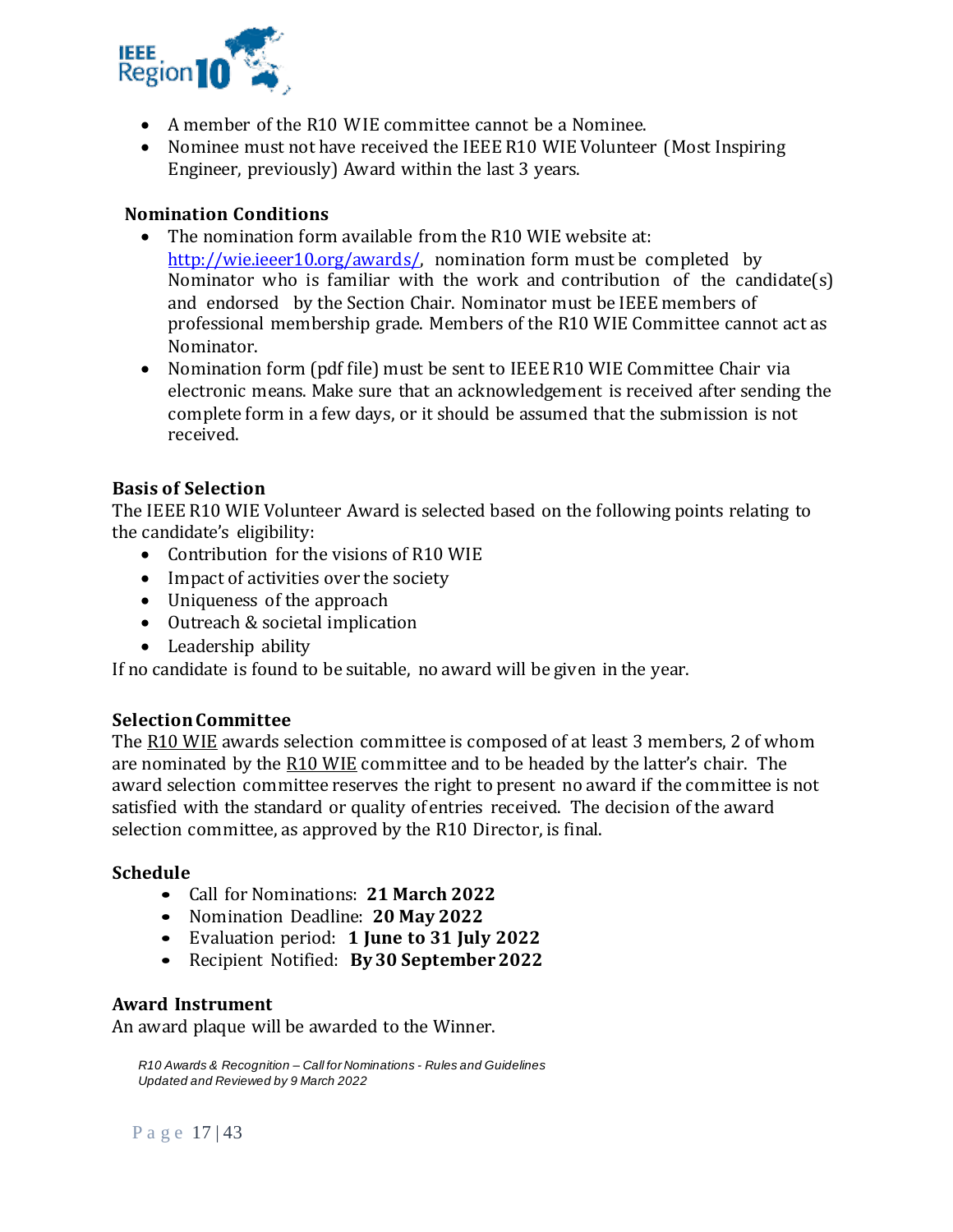- A member of the R10 WIE committee cannot be a Nominee.
- Nominee must not have received the IEEE R10 WIE Volunteer (Most Inspiring Engineer, previously) Award within the last 3 years.

**Nomination Conditions**

- The nomination form available from the R10 WIE website at: [http://wie.ieeer10.org/awards/](http://wie.ieeer10.org/awards/), nomination form must be completed by Nominator who is familiar with the work and contribution of the candidate(s) and endorsed by the Section Chair. Nominator must be IEEE members of professional membership grade. Members of the R10 WIE Committee cannot act as Nominator.
- Nomination form (pdf file) must be sent to IEEE R10 WIE Committee Chair via electronic means. Make sure that an acknowledgement is received after sending the complete form in a few days, or it should be assumed that the submission is not received.

**Basis of Selection**

The IEEE R10 WIE Volunteer Award is selected based on the following points relating to the candidate's eligibility:

- Contribution for the visions of R10 WIE
- Impact of activities over the society
- Uniqueness of the approach
- Outreach & societal implication
- Leadership ability

If no candidate is found to be suitable, no award will be given in the year.

**Selection Committee**

The R10 WIE awards selection committee is composed of at least 3 members, 2 of whom are nominated by the R10 WIE committee and to be headed by the latter's chair. The award selection committee reserves the right to present no award if the committee is not satisfied with the standard or quality of entries received. The decision of the award selection committee, as approved by the R10 Director, is final.

**Schedule**

- Call for Nominations: **21 March 2022**
- Nomination Deadline: **20 May 2022**
- Evaluation period: **1 June to 31 July 2022**
- Recipient Notified: **By 30 September 2022**

**Award Instrument**

An award plaque will be awarded to the Winner.

*R10 Awards & Recognition – Call for Nominations - Rules and Guidelines*
*Updated and Reviewed by 9 March 2022*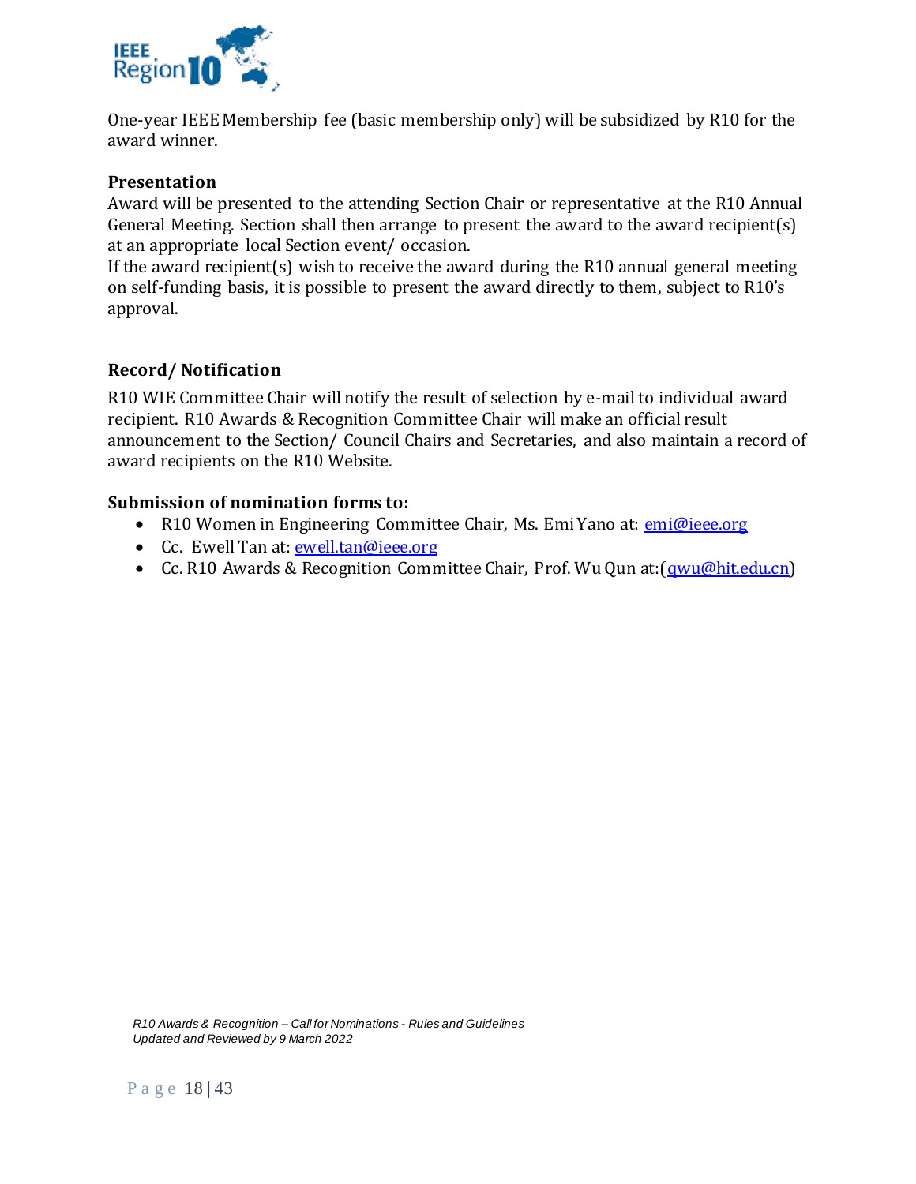One-year IEEE Membership fee (basic membership only) will be subsidized by R10 for the award winner.

**Presentation**

Award will be presented to the attending Section Chair or representative at the R10 Annual General Meeting. Section shall then arrange to present the award to the award recipient(s) at an appropriate local Section event/ occasion.

If the award recipient(s) wish to receive the award during the R10 annual general meeting on self-funding basis, it is possible to present the award directly to them, subject to R10's approval.

**Record/ Notification**

R10 WIE Committee Chair will notify the result of selection by e-mail to individual award recipient. R10 Awards & Recognition Committee Chair will make an official result announcement to the Section/ Council Chairs and Secretaries, and also maintain a record of award recipients on the R10 Website.

**Submission of nomination forms to:**

- R10 Women in Engineering Committee Chair, Ms. Emi Yano at: emi@ieee.org
- Cc. Ewell Tan at: ewell.tan@ieee.org
- Cc. R10 Awards & Recognition Committee Chair, Prof. Wu Qun at:(qwu@hit.edu.cn)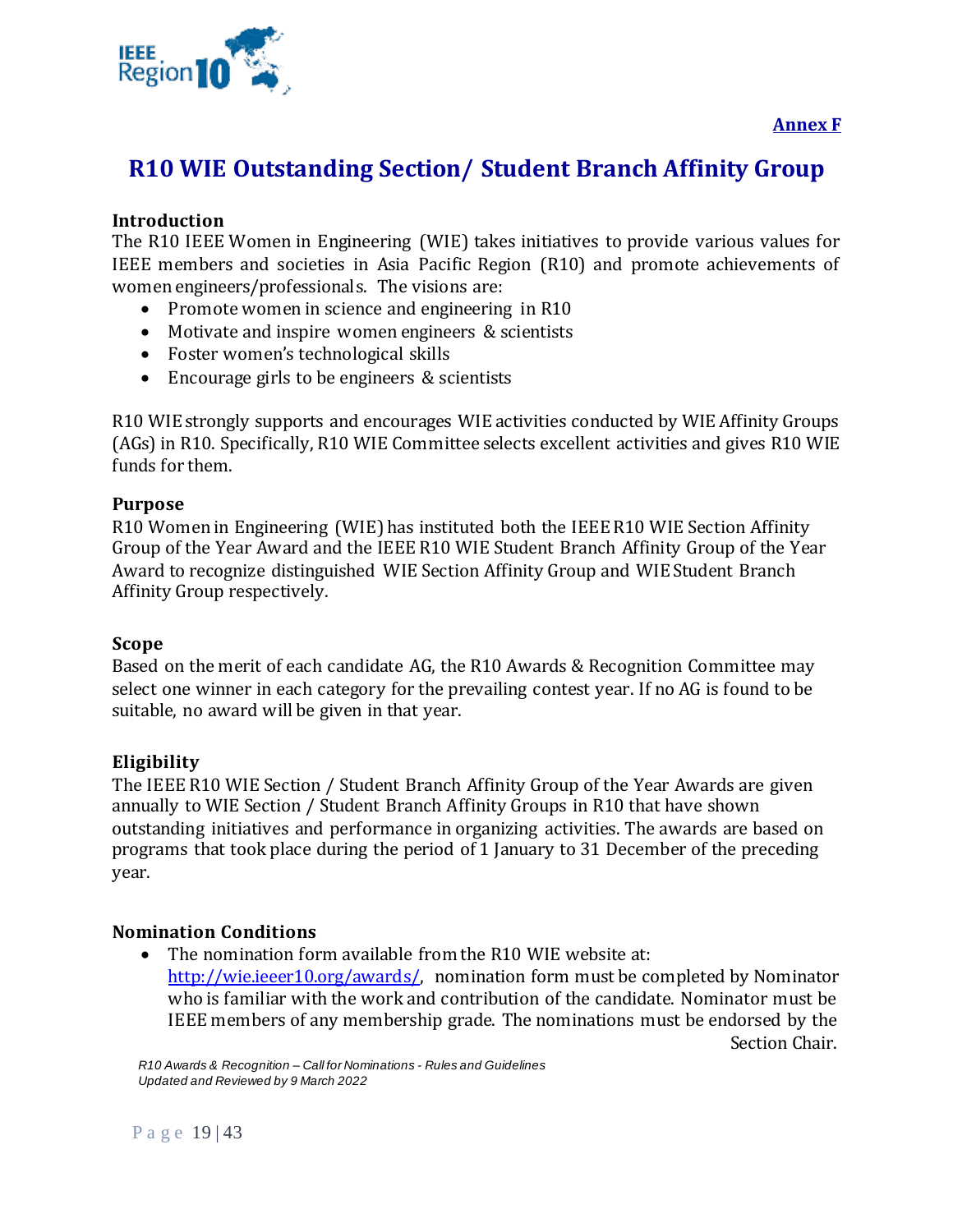**Annex F**

# R10 WIE Outstanding Section/ Student Branch Affinity Group

### Introduction

The R10 IEEE Women in Engineering (WIE) takes initiatives to provide various values for IEEE members and societies in Asia Pacific Region (R10) and promote achievements of women engineers/professionals. The visions are:

- Promote women in science and engineering in R10
- Motivate and inspire women engineers & scientists
- Foster women's technological skills
- Encourage girls to be engineers & scientists

R10 WIE strongly supports and encourages WIE activities conducted by WIE Affinity Groups (AGs) in R10. Specifically, R10 WIE Committee selects excellent activities and gives R10 WIE funds for them.

### Purpose

R10 Women in Engineering (WIE) has instituted both the IEEE R10 WIE Section Affinity Group of the Year Award and the IEEE R10 WIE Student Branch Affinity Group of the Year Award to recognize distinguished WIE Section Affinity Group and WIE Student Branch Affinity Group respectively.

### Scope

Based on the merit of each candidate AG, the R10 Awards & Recognition Committee may select one winner in each category for the prevailing contest year. If no AG is found to be suitable, no award will be given in that year.

### Eligibility

The IEEE R10 WIE Section / Student Branch Affinity Group of the Year Awards are given annually to WIE Section / Student Branch Affinity Groups in R10 that have shown outstanding initiatives and performance in organizing activities. The awards are based on programs that took place during the period of 1 January to 31 December of the preceding year.

### Nomination Conditions

- The nomination form available from the R10 WIE website at: [http://wie.ieeer10.org/awards/](http://wie.ieeer10.org/awards/), nomination form must be completed by Nominator who is familiar with the work and contribution of the candidate. Nominator must be IEEE members of any membership grade. The nominations must be endorsed by the Section Chair.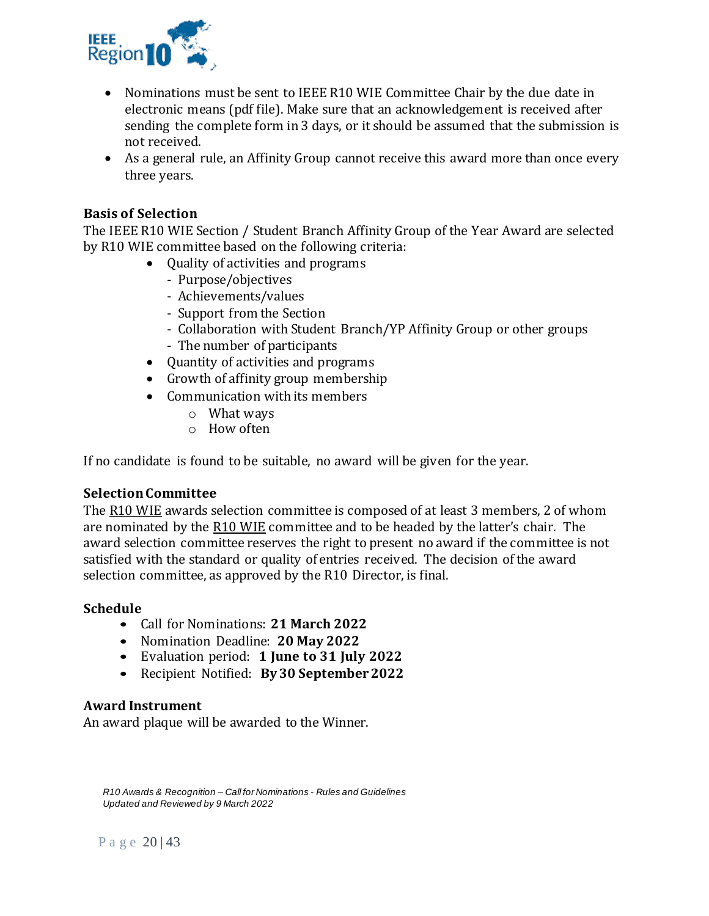- Nominations must be sent to IEEE R10 WIE Committee Chair by the due date in electronic means (pdf file). Make sure that an acknowledgement is received after sending the complete form in 3 days, or it should be assumed that the submission is not received.
- As a general rule, an Affinity Group cannot receive this award more than once every three years.

**Basis of Selection**

The IEEE R10 WIE Section / Student Branch Affinity Group of the Year Award are selected by R10 WIE committee based on the following criteria:

- Quality of activities and programs
  - Purpose/objectives
  - Achievements/values
  - Support from the Section
  - Collaboration with Student Branch/YP Affinity Group or other groups
  - The number of participants
- Quantity of activities and programs
- Growth of affinity group membership
- Communication with its members
  - What ways
  - How often

If no candidate is found to be suitable, no award will be given for the year.

**Selection Committee**

The R10 WIE awards selection committee is composed of at least 3 members, 2 of whom are nominated by the R10 WIE committee and to be headed by the latter's chair. The award selection committee reserves the right to present no award if the committee is not satisfied with the standard or quality of entries received. The decision of the award selection committee, as approved by the R10 Director, is final.

**Schedule**

- Call for Nominations: **21 March 2022**
- Nomination Deadline: **20 May 2022**
- Evaluation period: **1 June to 31 July 2022**
- Recipient Notified: **By 30 September 2022**

**Award Instrument**

An award plaque will be awarded to the Winner.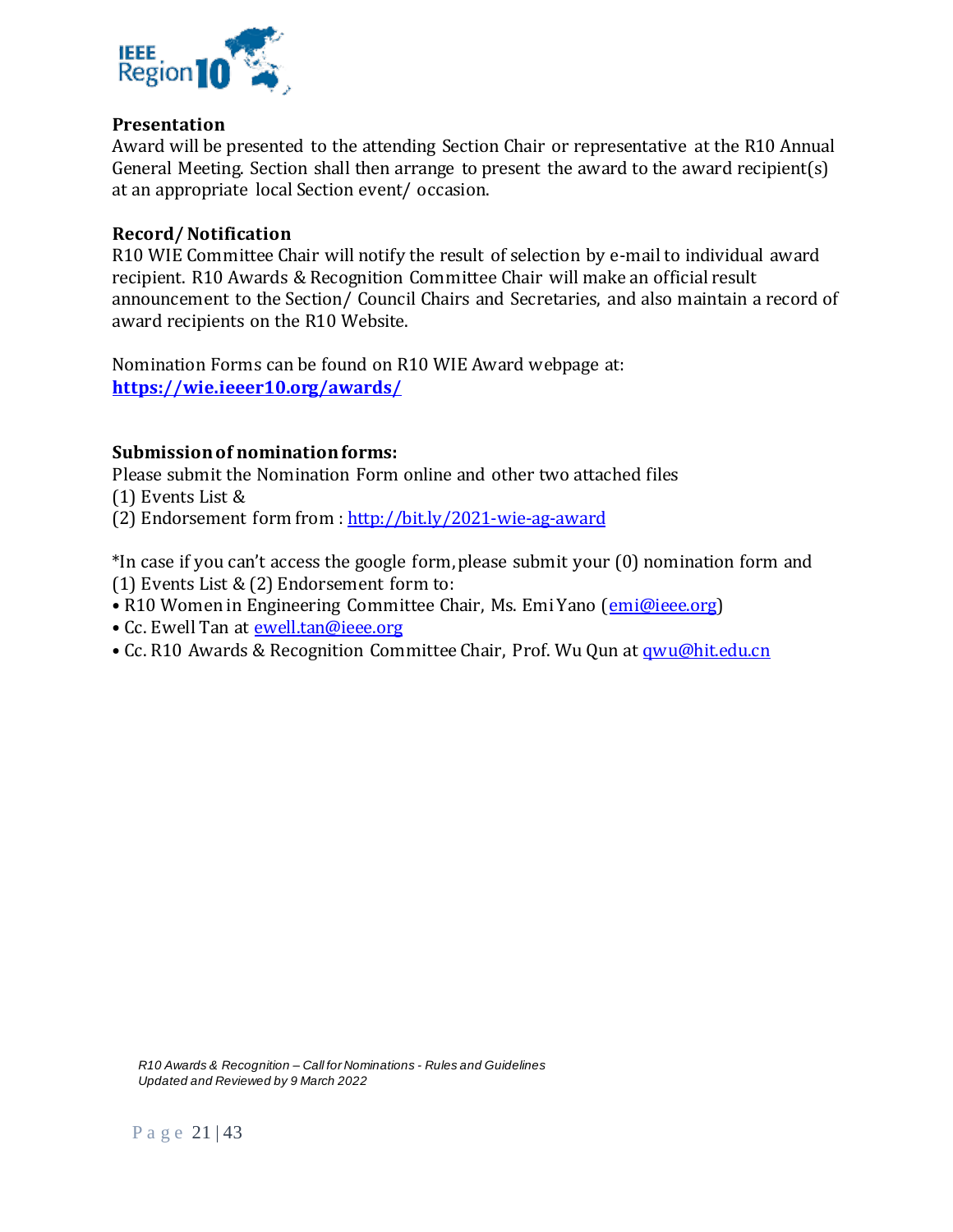**Presentation**

Award will be presented to the attending Section Chair or representative at the R10 Annual General Meeting. Section shall then arrange to present the award to the award recipient(s) at an appropriate local Section event/ occasion.

**Record/ Notification**

R10 WIE Committee Chair will notify the result of selection by e-mail to individual award recipient. R10 Awards & Recognition Committee Chair will make an official result announcement to the Section/ Council Chairs and Secretaries, and also maintain a record of award recipients on the R10 Website.

Nomination Forms can be found on R10 WIE Award webpage at:
**https://wie.ieeer10.org/awards/**

**Submission of nomination forms:**

Please submit the Nomination Form online and other two attached files
(1) Events List &
(2) Endorsement form from : http://bit.ly/2021-wie-ag-award

*In case if you can't access the google form, please submit your (0) nomination form and (1) Events List & (2) Endorsement form to:

- R10 Women in Engineering Committee Chair, Ms. Emi Yano (emi@ieee.org)
- Cc. Ewell Tan at ewell.tan@ieee.org
- Cc. R10 Awards & Recognition Committee Chair, Prof. Wu Qun at qwu@hit.edu.cn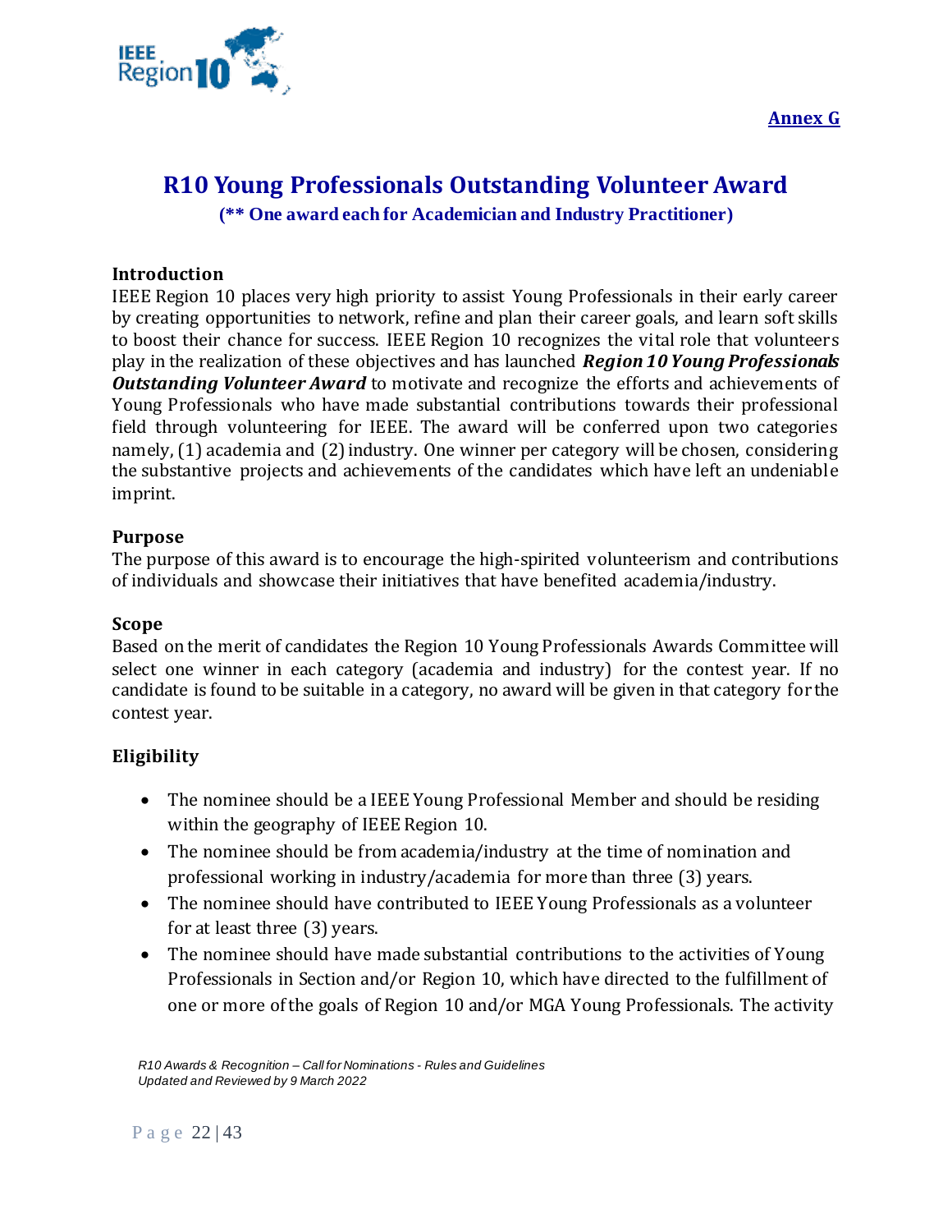**Annex G**

# R10 Young Professionals Outstanding Volunteer Award

**(** One award each for Academician and Industry Practitioner)**

### Introduction

IEEE Region 10 places very high priority to assist Young Professionals in their early career by creating opportunities to network, refine and plan their career goals, and learn soft skills to boost their chance for success. IEEE Region 10 recognizes the vital role that volunteers play in the realization of these objectives and has launched ***Region 10 Young Professionals Outstanding Volunteer Award*** to motivate and recognize the efforts and achievements of Young Professionals who have made substantial contributions towards their professional field through volunteering for IEEE. The award will be conferred upon two categories namely, (1) academia and (2) industry. One winner per category will be chosen, considering the substantive projects and achievements of the candidates which have left an undeniable imprint.

### Purpose

The purpose of this award is to encourage the high-spirited volunteerism and contributions of individuals and showcase their initiatives that have benefited academia/industry.

### Scope

Based on the merit of candidates the Region 10 Young Professionals Awards Committee will select one winner in each category (academia and industry) for the contest year. If no candidate is found to be suitable in a category, no award will be given in that category for the contest year.

### Eligibility

- The nominee should be a IEEE Young Professional Member and should be residing within the geography of IEEE Region 10.
- The nominee should be from academia/industry at the time of nomination and professional working in industry/academia for more than three (3) years.
- The nominee should have contributed to IEEE Young Professionals as a volunteer for at least three (3) years.
- The nominee should have made substantial contributions to the activities of Young Professionals in Section and/or Region 10, which have directed to the fulfillment of one or more of the goals of Region 10 and/or MGA Young Professionals. The activity

*R10 Awards & Recognition – Call for Nominations - Rules and Guidelines*
*Updated and Reviewed by 9 March 2022*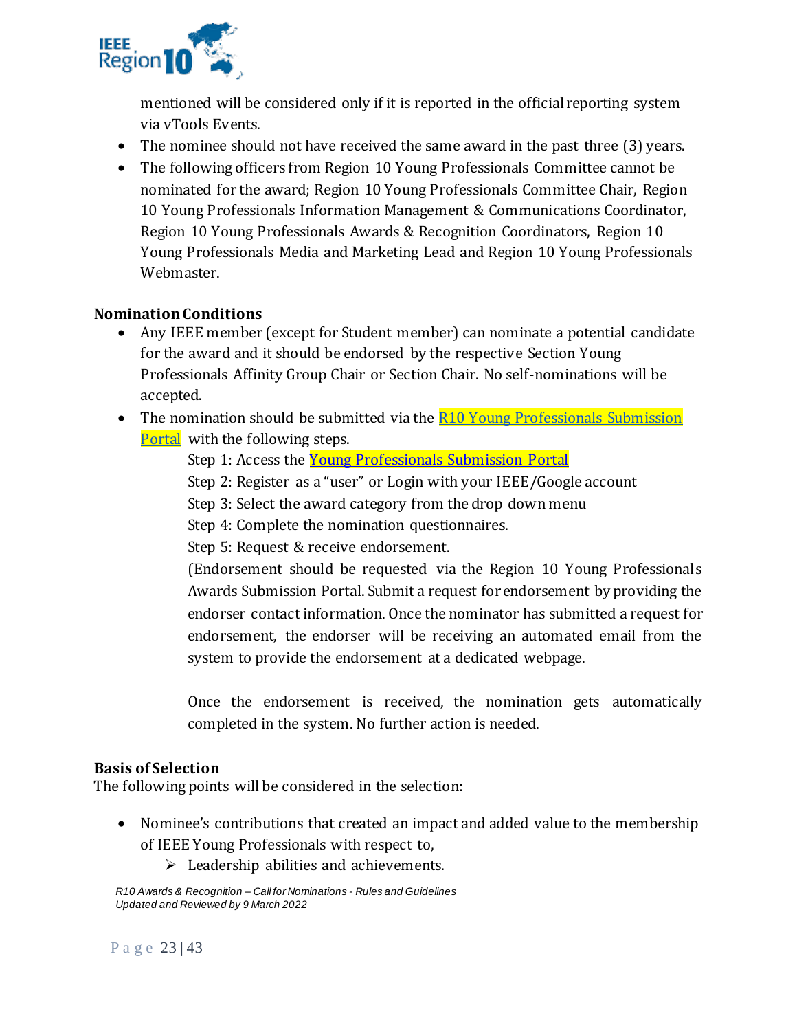mentioned will be considered only if it is reported in the official reporting system via vTools Events.

- The nominee should not have received the same award in the past three (3) years.
- The following officers from Region 10 Young Professionals Committee cannot be nominated for the award; Region 10 Young Professionals Committee Chair, Region 10 Young Professionals Information Management & Communications Coordinator, Region 10 Young Professionals Awards & Recognition Coordinators, Region 10 Young Professionals Media and Marketing Lead and Region 10 Young Professionals Webmaster.

**Nomination Conditions**

- Any IEEE member (except for Student member) can nominate a potential candidate for the award and it should be endorsed by the respective Section Young Professionals Affinity Group Chair or Section Chair. No self-nominations will be accepted.
- The nomination should be submitted via the R10 Young Professionals Submission Portal with the following steps.

  Step 1: Access the Young Professionals Submission Portal
  Step 2: Register as a "user" or Login with your IEEE/Google account
  Step 3: Select the award category from the drop down menu
  Step 4: Complete the nomination questionnaires.
  Step 5: Request & receive endorsement.
  (Endorsement should be requested via the Region 10 Young Professionals Awards Submission Portal. Submit a request for endorsement by providing the endorser contact information. Once the nominator has submitted a request for endorsement, the endorser will be receiving an automated email from the system to provide the endorsement at a dedicated webpage.

  Once the endorsement is received, the nomination gets automatically completed in the system. No further action is needed.

**Basis of Selection**

The following points will be considered in the selection:

- Nominee's contributions that created an impact and added value to the membership of IEEE Young Professionals with respect to,
  - Leadership abilities and achievements.

*R10 Awards & Recognition – Call for Nominations - Rules and Guidelines*
*Updated and Reviewed by 9 March 2022*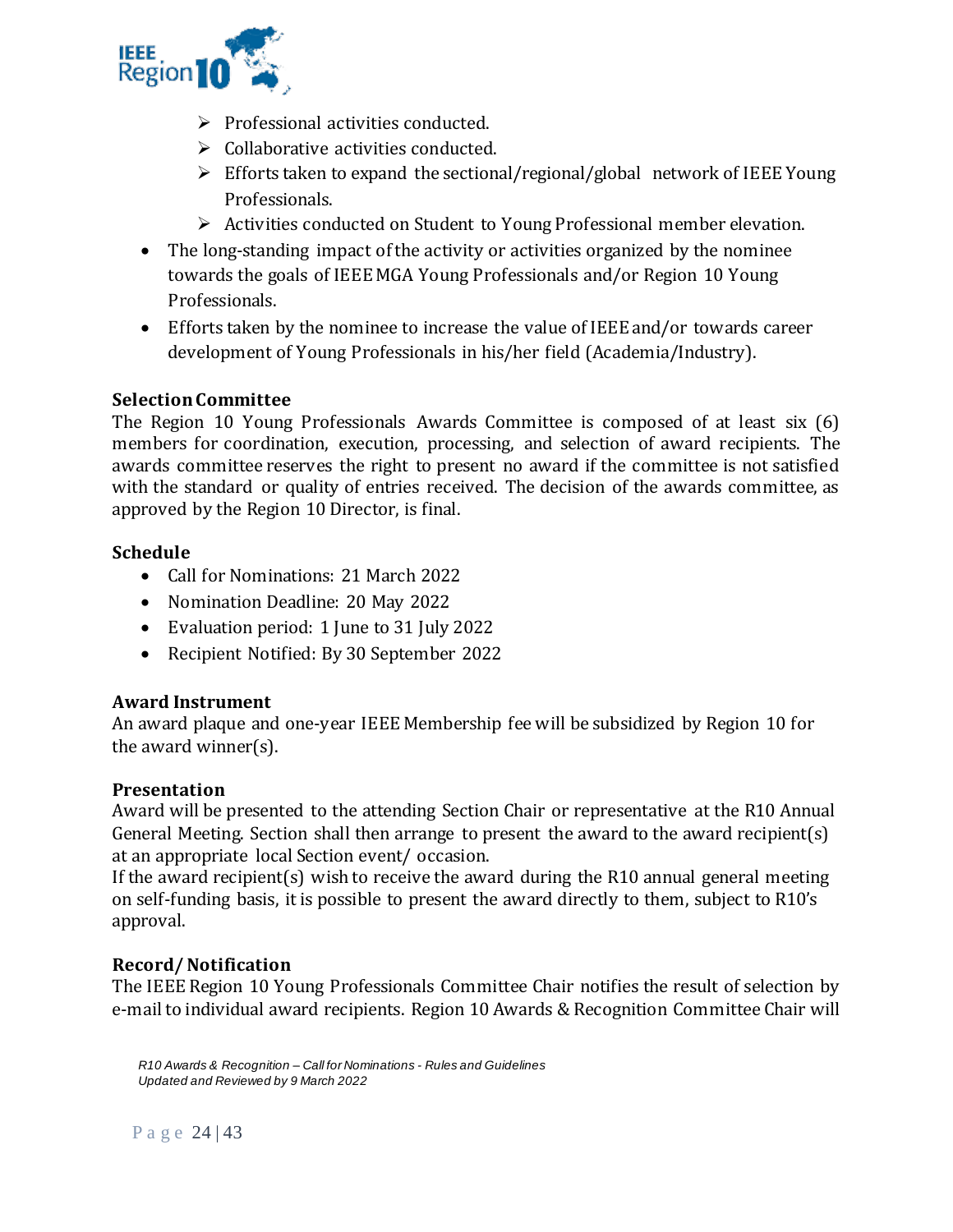- Professional activities conducted.
  - Collaborative activities conducted.
  - Efforts taken to expand the sectional/regional/global network of IEEE Young Professionals.
  - Activities conducted on Student to Young Professional member elevation.
- The long-standing impact of the activity or activities organized by the nominee towards the goals of IEEE MGA Young Professionals and/or Region 10 Young Professionals.
- Efforts taken by the nominee to increase the value of IEEE and/or towards career development of Young Professionals in his/her field (Academia/Industry).

**Selection Committee**

The Region 10 Young Professionals Awards Committee is composed of at least six (6) members for coordination, execution, processing, and selection of award recipients. The awards committee reserves the right to present no award if the committee is not satisfied with the standard or quality of entries received. The decision of the awards committee, as approved by the Region 10 Director, is final.

**Schedule**

- Call for Nominations: 21 March 2022
- Nomination Deadline: 20 May 2022
- Evaluation period: 1 June to 31 July 2022
- Recipient Notified: By 30 September 2022

**Award Instrument**

An award plaque and one-year IEEE Membership fee will be subsidized by Region 10 for the award winner(s).

**Presentation**

Award will be presented to the attending Section Chair or representative at the R10 Annual General Meeting. Section shall then arrange to present the award to the award recipient(s) at an appropriate local Section event/ occasion.

If the award recipient(s) wish to receive the award during the R10 annual general meeting on self-funding basis, it is possible to present the award directly to them, subject to R10's approval.

**Record/ Notification**

The IEEE Region 10 Young Professionals Committee Chair notifies the result of selection by e-mail to individual award recipients. Region 10 Awards & Recognition Committee Chair will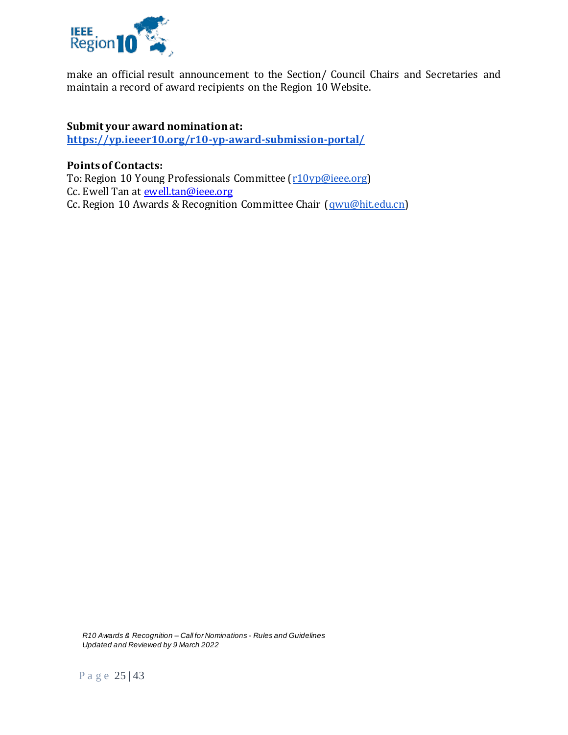make an official result announcement to the Section/ Council Chairs and Secretaries and maintain a record of award recipients on the Region 10 Website.

**Submit your award nomination at:**
**https://yp.ieeer10.org/r10-yp-award-submission-portal/**

**Points of Contacts:**
To: Region 10 Young Professionals Committee (r10yp@ieee.org)
Cc. Ewell Tan at ewell.tan@ieee.org
Cc. Region 10 Awards & Recognition Committee Chair (qwu@hit.edu.cn)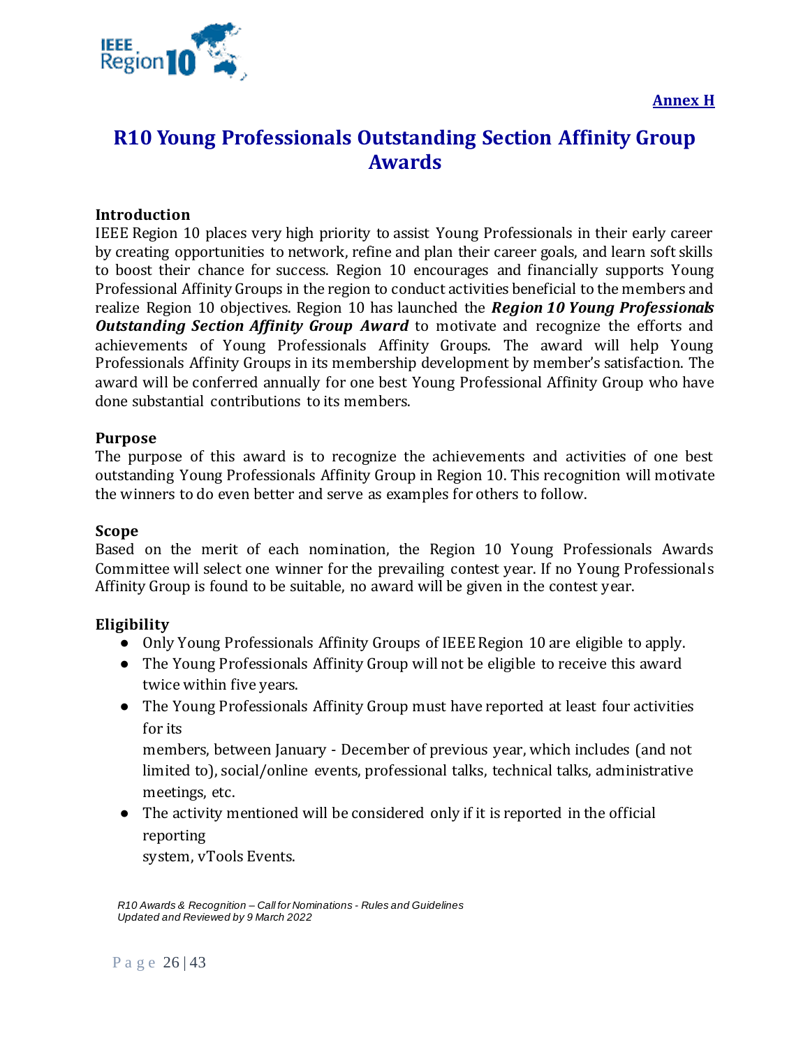**Annex H**

# R10 Young Professionals Outstanding Section Affinity Group Awards

**Introduction**

IEEE Region 10 places very high priority to assist Young Professionals in their early career by creating opportunities to network, refine and plan their career goals, and learn soft skills to boost their chance for success. Region 10 encourages and financially supports Young Professional Affinity Groups in the region to conduct activities beneficial to the members and realize Region 10 objectives. Region 10 has launched the ***Region 10 Young Professionals Outstanding Section Affinity Group Award*** to motivate and recognize the efforts and achievements of Young Professionals Affinity Groups. The award will help Young Professionals Affinity Groups in its membership development by member's satisfaction. The award will be conferred annually for one best Young Professional Affinity Group who have done substantial contributions to its members.

**Purpose**

The purpose of this award is to recognize the achievements and activities of one best outstanding Young Professionals Affinity Group in Region 10. This recognition will motivate the winners to do even better and serve as examples for others to follow.

**Scope**

Based on the merit of each nomination, the Region 10 Young Professionals Awards Committee will select one winner for the prevailing contest year. If no Young Professionals Affinity Group is found to be suitable, no award will be given in the contest year.

**Eligibility**

- Only Young Professionals Affinity Groups of IEEE Region 10 are eligible to apply.
- The Young Professionals Affinity Group will not be eligible to receive this award twice within five years.
- The Young Professionals Affinity Group must have reported at least four activities for its members, between January - December of previous year, which includes (and not limited to), social/online events, professional talks, technical talks, administrative meetings, etc.
- The activity mentioned will be considered only if it is reported in the official reporting system, vTools Events.

*R10 Awards & Recognition – Call for Nominations - Rules and Guidelines*
*Updated and Reviewed by 9 March 2022*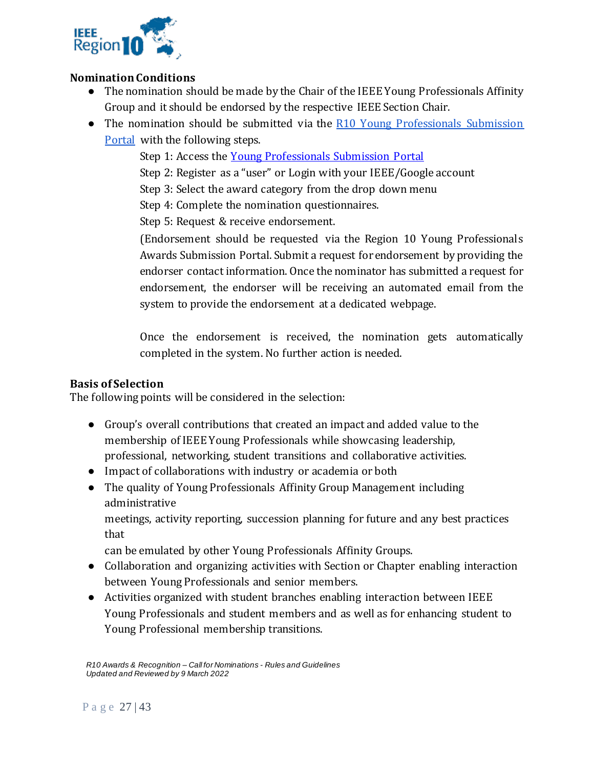**Nomination Conditions**

- The nomination should be made by the Chair of the IEEE Young Professionals Affinity Group and it should be endorsed by the respective IEEE Section Chair.
- The nomination should be submitted via the [R10 Young Professionals Submission Portal]() with the following steps.

  Step 1: Access the [Young Professionals Submission Portal]()

  Step 2: Register as a "user" or Login with your IEEE/Google account

  Step 3: Select the award category from the drop down menu

  Step 4: Complete the nomination questionnaires.

  Step 5: Request & receive endorsement.

  (Endorsement should be requested via the Region 10 Young Professionals Awards Submission Portal. Submit a request for endorsement by providing the endorser contact information. Once the nominator has submitted a request for endorsement, the endorser will be receiving an automated email from the system to provide the endorsement at a dedicated webpage.

  Once the endorsement is received, the nomination gets automatically completed in the system. No further action is needed.

**Basis of Selection**

The following points will be considered in the selection:

- Group's overall contributions that created an impact and added value to the membership of IEEE Young Professionals while showcasing leadership, professional, networking, student transitions and collaborative activities.
- Impact of collaborations with industry or academia or both
- The quality of Young Professionals Affinity Group Management including administrative meetings, activity reporting, succession planning for future and any best practices that can be emulated by other Young Professionals Affinity Groups.
- Collaboration and organizing activities with Section or Chapter enabling interaction between Young Professionals and senior members.
- Activities organized with student branches enabling interaction between IEEE Young Professionals and student members and as well as for enhancing student to Young Professional membership transitions.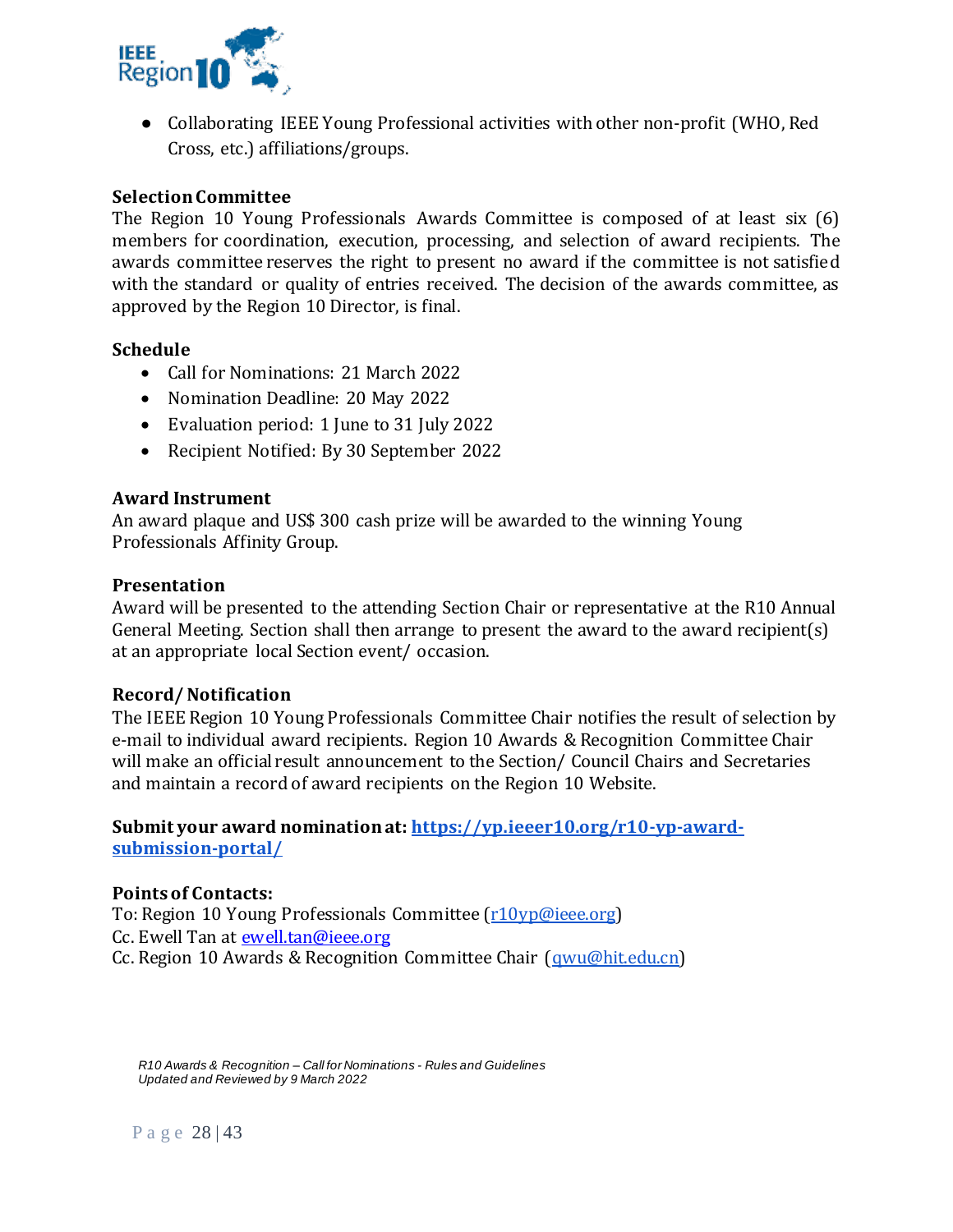- Collaborating IEEE Young Professional activities with other non-profit (WHO, Red Cross, etc.) affiliations/groups.

**Selection Committee**

The Region 10 Young Professionals Awards Committee is composed of at least six (6) members for coordination, execution, processing, and selection of award recipients. The awards committee reserves the right to present no award if the committee is not satisfied with the standard or quality of entries received. The decision of the awards committee, as approved by the Region 10 Director, is final.

**Schedule**

- Call for Nominations: 21 March 2022
- Nomination Deadline: 20 May 2022
- Evaluation period: 1 June to 31 July 2022
- Recipient Notified: By 30 September 2022

**Award Instrument**

An award plaque and US$ 300 cash prize will be awarded to the winning Young Professionals Affinity Group.

**Presentation**

Award will be presented to the attending Section Chair or representative at the R10 Annual General Meeting. Section shall then arrange to present the award to the award recipient(s) at an appropriate local Section event/ occasion.

**Record/ Notification**

The IEEE Region 10 Young Professionals Committee Chair notifies the result of selection by e-mail to individual award recipients. Region 10 Awards & Recognition Committee Chair will make an official result announcement to the Section/ Council Chairs and Secretaries and maintain a record of award recipients on the Region 10 Website.

**Submit your award nomination at: [https://yp.ieeer10.org/r10-yp-award-submission-portal/](https://yp.ieeer10.org/r10-yp-award-submission-portal/)**

**Points of Contacts:**

To: Region 10 Young Professionals Committee (r10yp@ieee.org)
Cc. Ewell Tan at ewell.tan@ieee.org
Cc. Region 10 Awards & Recognition Committee Chair (qwu@hit.edu.cn)

*R10 Awards & Recognition – Call for Nominations - Rules and Guidelines*
*Updated and Reviewed by 9 March 2022*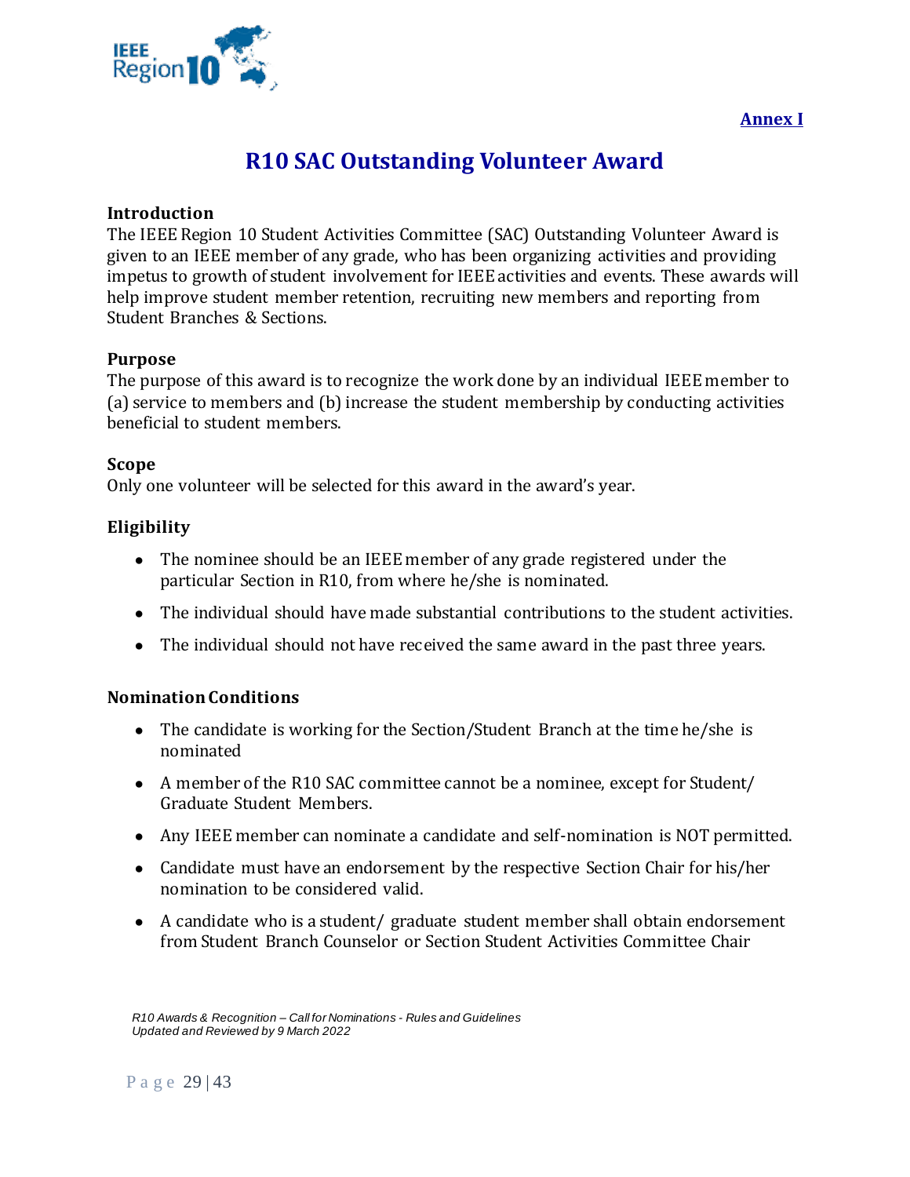**Annex I**

# R10 SAC Outstanding Volunteer Award

### Introduction

The IEEE Region 10 Student Activities Committee (SAC) Outstanding Volunteer Award is given to an IEEE member of any grade, who has been organizing activities and providing impetus to growth of student involvement for IEEE activities and events. These awards will help improve student member retention, recruiting new members and reporting from Student Branches & Sections.

### Purpose

The purpose of this award is to recognize the work done by an individual IEEE member to (a) service to members and (b) increase the student membership by conducting activities beneficial to student members.

### Scope

Only one volunteer will be selected for this award in the award's year.

### Eligibility

- The nominee should be an IEEE member of any grade registered under the particular Section in R10, from where he/she is nominated.
- The individual should have made substantial contributions to the student activities.
- The individual should not have received the same award in the past three years.

### Nomination Conditions

- The candidate is working for the Section/Student Branch at the time he/she is nominated
- A member of the R10 SAC committee cannot be a nominee, except for Student/ Graduate Student Members.
- Any IEEE member can nominate a candidate and self-nomination is NOT permitted.
- Candidate must have an endorsement by the respective Section Chair for his/her nomination to be considered valid.
- A candidate who is a student/ graduate student member shall obtain endorsement from Student Branch Counselor or Section Student Activities Committee Chair

*R10 Awards & Recognition – Call for Nominations - Rules and Guidelines*
*Updated and Reviewed by 9 March 2022*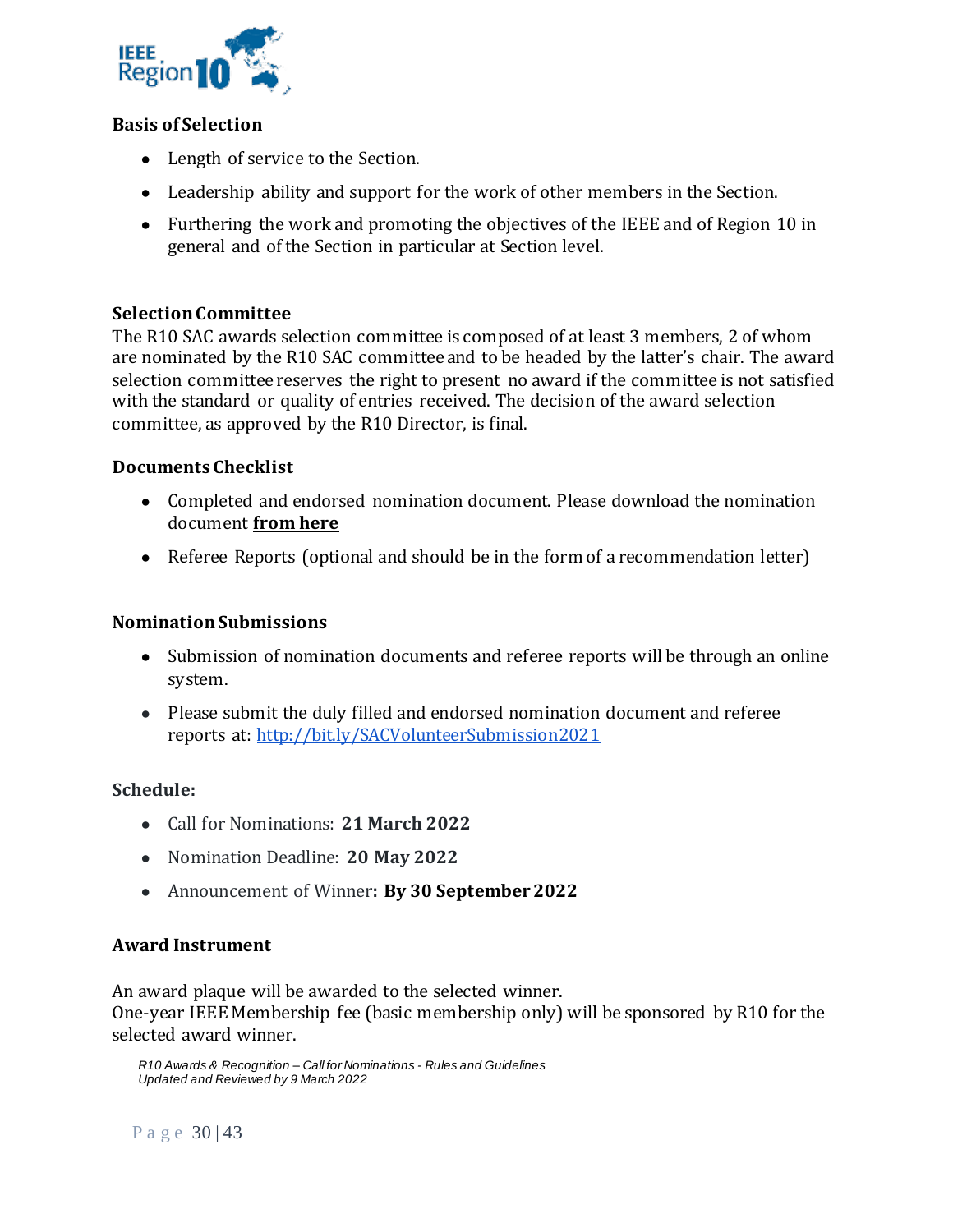### Basis of Selection

- Length of service to the Section.
- Leadership ability and support for the work of other members in the Section.
- Furthering the work and promoting the objectives of the IEEE and of Region 10 in general and of the Section in particular at Section level.

### Selection Committee

The R10 SAC awards selection committee is composed of at least 3 members, 2 of whom are nominated by the R10 SAC committee and to be headed by the latter's chair. The award selection committee reserves the right to present no award if the committee is not satisfied with the standard or quality of entries received. The decision of the award selection committee, as approved by the R10 Director, is final.

### Documents Checklist

- Completed and endorsed nomination document. Please download the nomination document **from here**
- Referee Reports (optional and should be in the form of a recommendation letter)

### Nomination Submissions

- Submission of nomination documents and referee reports will be through an online system.
- Please submit the duly filled and endorsed nomination document and referee reports at: http://bit.ly/SACVolunteerSubmission2021

### Schedule:

- Call for Nominations: **21 March 2022**
- Nomination Deadline: **20 May 2022**
- Announcement of Winner**: By 30 September 2022**

### Award Instrument

An award plaque will be awarded to the selected winner.
One-year IEEE Membership fee (basic membership only) will be sponsored by R10 for the selected award winner.

*R10 Awards & Recognition – Call for Nominations - Rules and Guidelines*
*Updated and Reviewed by 9 March 2022*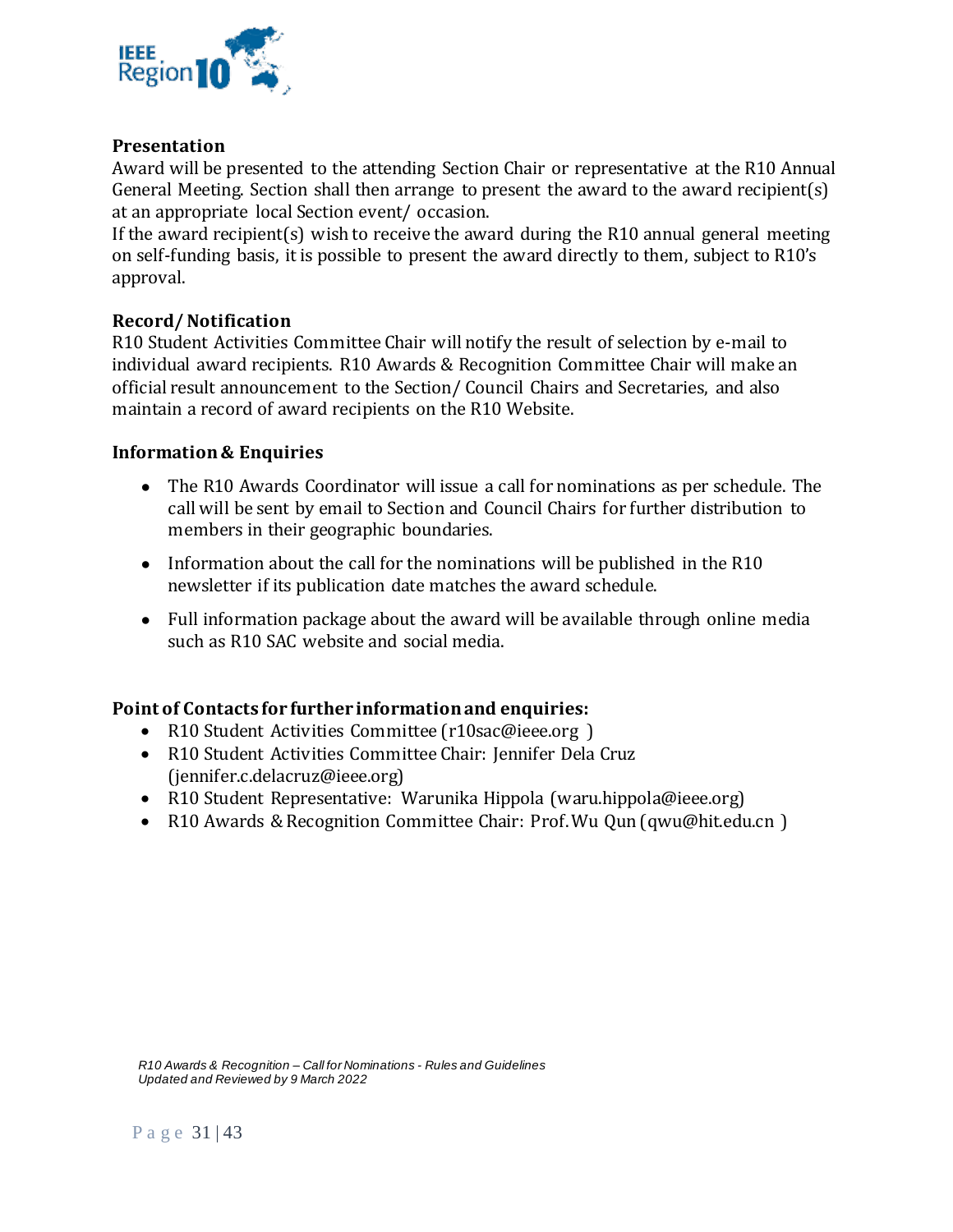**Presentation**

Award will be presented to the attending Section Chair or representative at the R10 Annual General Meeting. Section shall then arrange to present the award to the award recipient(s) at an appropriate local Section event/ occasion.

If the award recipient(s) wish to receive the award during the R10 annual general meeting on self-funding basis, it is possible to present the award directly to them, subject to R10's approval.

**Record/ Notification**

R10 Student Activities Committee Chair will notify the result of selection by e-mail to individual award recipients. R10 Awards & Recognition Committee Chair will make an official result announcement to the Section/ Council Chairs and Secretaries, and also maintain a record of award recipients on the R10 Website.

**Information & Enquiries**

- The R10 Awards Coordinator will issue a call for nominations as per schedule. The call will be sent by email to Section and Council Chairs for further distribution to members in their geographic boundaries.
- Information about the call for the nominations will be published in the R10 newsletter if its publication date matches the award schedule.
- Full information package about the award will be available through online media such as R10 SAC website and social media.

**Point of Contacts for further information and enquiries:**

- R10 Student Activities Committee (r10sac@ieee.org )
- R10 Student Activities Committee Chair: Jennifer Dela Cruz (jennifer.c.delacruz@ieee.org)
- R10 Student Representative: Warunika Hippola (waru.hippola@ieee.org)
- R10 Awards & Recognition Committee Chair: Prof. Wu Qun (qwu@hit.edu.cn )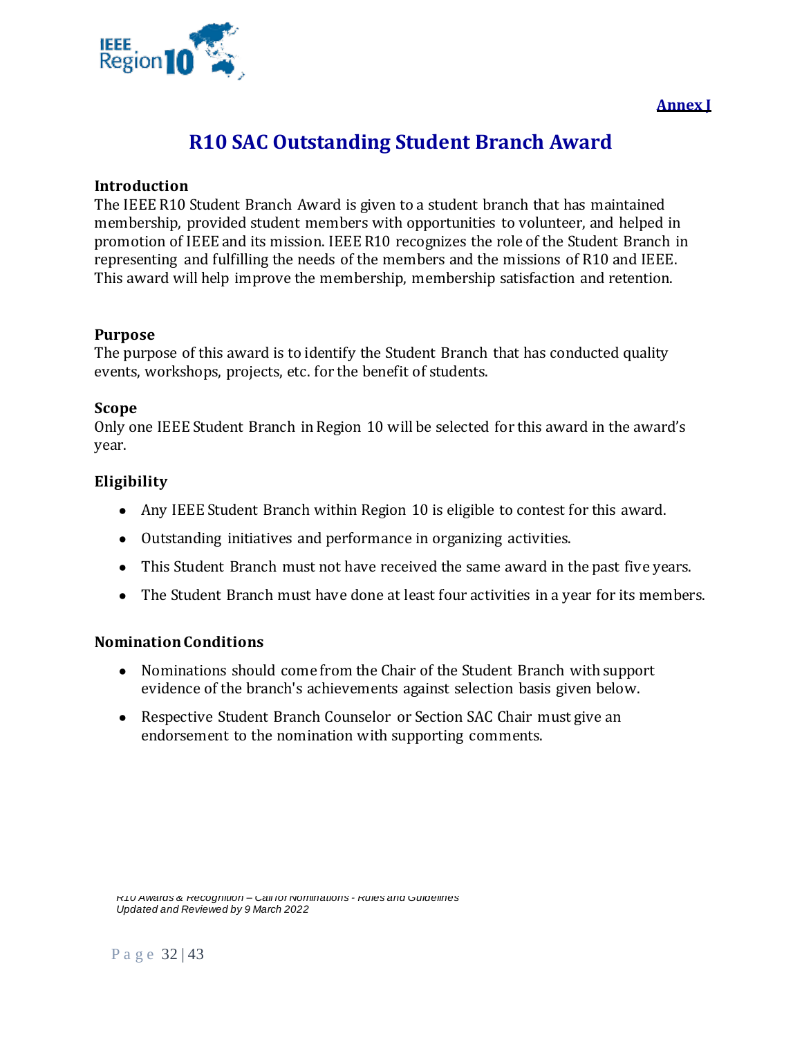**Annex I**

# R10 SAC Outstanding Student Branch Award

### Introduction

The IEEE R10 Student Branch Award is given to a student branch that has maintained membership, provided student members with opportunities to volunteer, and helped in promotion of IEEE and its mission. IEEE R10 recognizes the role of the Student Branch in representing and fulfilling the needs of the members and the missions of R10 and IEEE. This award will help improve the membership, membership satisfaction and retention.

### Purpose

The purpose of this award is to identify the Student Branch that has conducted quality events, workshops, projects, etc. for the benefit of students.

### Scope

Only one IEEE Student Branch in Region 10 will be selected for this award in the award's year.

### Eligibility

- Any IEEE Student Branch within Region 10 is eligible to contest for this award.
- Outstanding initiatives and performance in organizing activities.
- This Student Branch must not have received the same award in the past five years.
- The Student Branch must have done at least four activities in a year for its members.

### Nomination Conditions

- Nominations should come from the Chair of the Student Branch with support evidence of the branch's achievements against selection basis given below.
- Respective Student Branch Counselor or Section SAC Chair must give an endorsement to the nomination with supporting comments.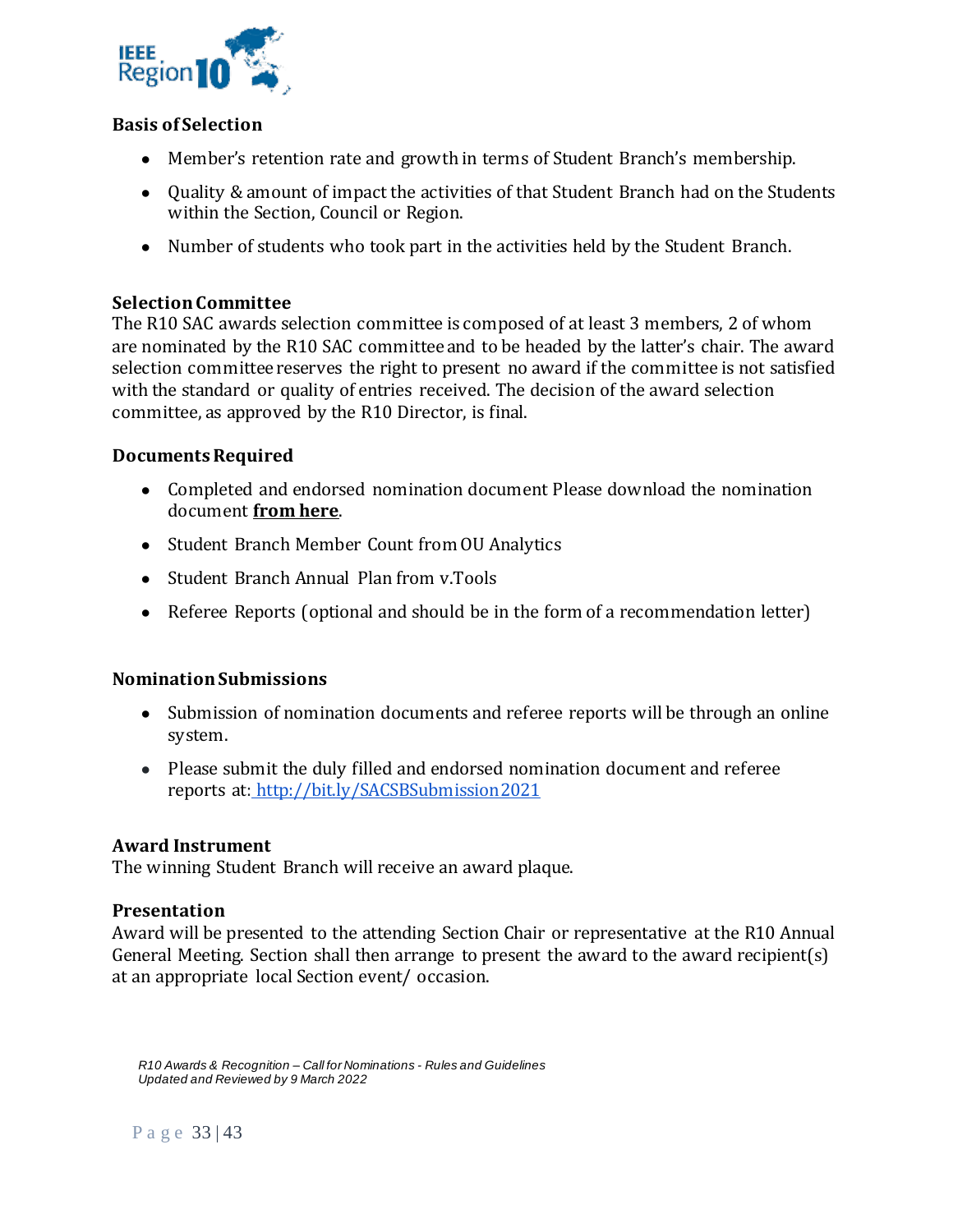### Basis of Selection

- Member's retention rate and growth in terms of Student Branch's membership.
- Quality & amount of impact the activities of that Student Branch had on the Students within the Section, Council or Region.
- Number of students who took part in the activities held by the Student Branch.

### Selection Committee

The R10 SAC awards selection committee is composed of at least 3 members, 2 of whom are nominated by the R10 SAC committee and to be headed by the latter's chair. The award selection committee reserves the right to present no award if the committee is not satisfied with the standard or quality of entries received. The decision of the award selection committee, as approved by the R10 Director, is final.

### Documents Required

- Completed and endorsed nomination document Please download the nomination document **from here**.
- Student Branch Member Count from OU Analytics
- Student Branch Annual Plan from v.Tools
- Referee Reports (optional and should be in the form of a recommendation letter)

### Nomination Submissions

- Submission of nomination documents and referee reports will be through an online system.
- Please submit the duly filled and endorsed nomination document and referee reports at: http://bit.ly/SACSBSubmission2021

### Award Instrument

The winning Student Branch will receive an award plaque.

### Presentation

Award will be presented to the attending Section Chair or representative at the R10 Annual General Meeting. Section shall then arrange to present the award to the award recipient(s) at an appropriate local Section event/ occasion.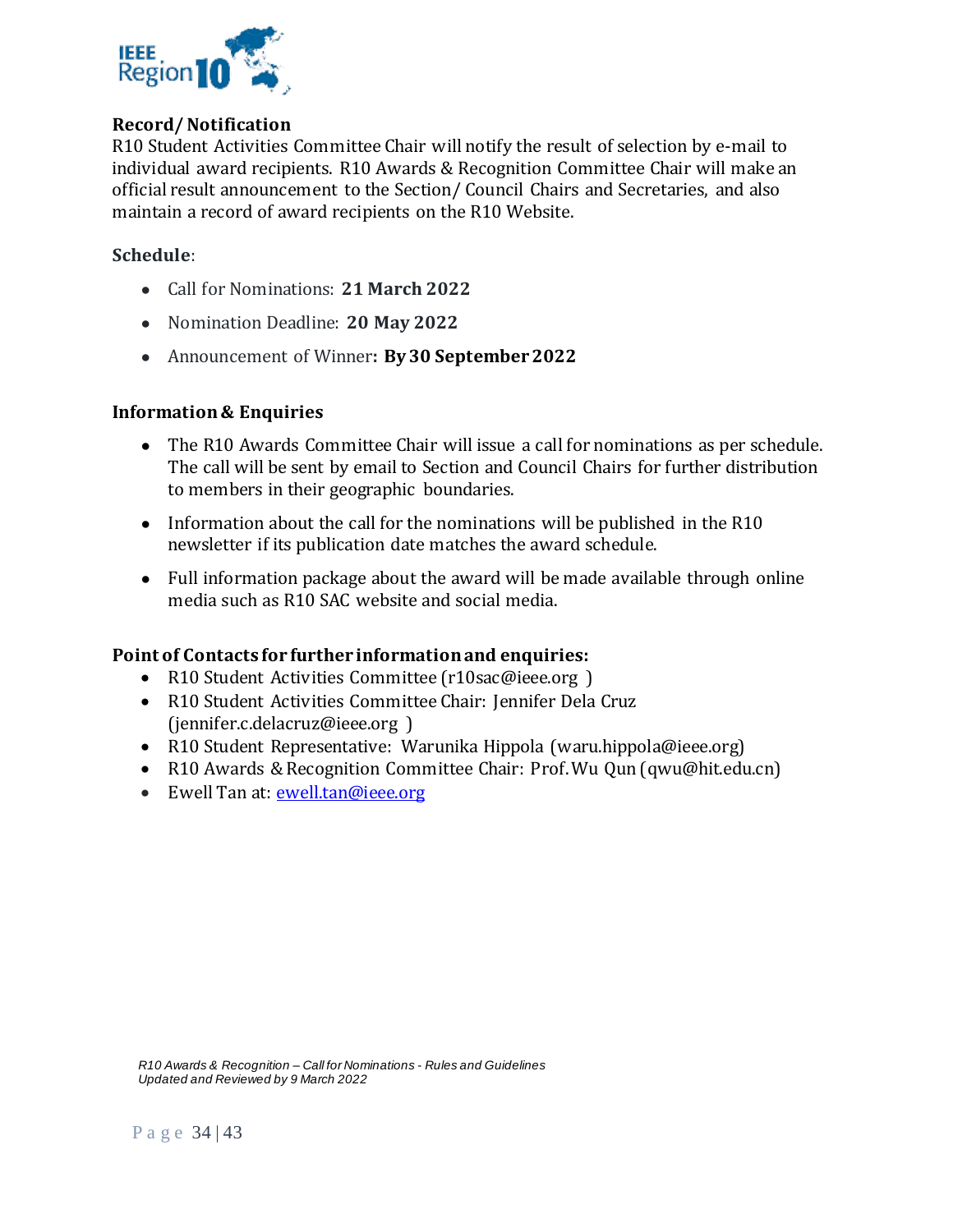**Record/ Notification**

R10 Student Activities Committee Chair will notify the result of selection by e-mail to individual award recipients. R10 Awards & Recognition Committee Chair will make an official result announcement to the Section/ Council Chairs and Secretaries, and also maintain a record of award recipients on the R10 Website.

**Schedule**:

- Call for Nominations: **21 March 2022**
- Nomination Deadline: **20 May 2022**
- Announcement of Winner**: By 30 September 2022**

**Information & Enquiries**

- The R10 Awards Committee Chair will issue a call for nominations as per schedule. The call will be sent by email to Section and Council Chairs for further distribution to members in their geographic boundaries.
- Information about the call for the nominations will be published in the R10 newsletter if its publication date matches the award schedule.
- Full information package about the award will be made available through online media such as R10 SAC website and social media.

**Point of Contacts for further information and enquiries:**

- R10 Student Activities Committee (r10sac@ieee.org )
- R10 Student Activities Committee Chair: Jennifer Dela Cruz (jennifer.c.delacruz@ieee.org )
- R10 Student Representative: Warunika Hippola (waru.hippola@ieee.org)
- R10 Awards & Recognition Committee Chair: Prof. Wu Qun (qwu@hit.edu.cn)
- Ewell Tan at: ewell.tan@ieee.org

*R10 Awards & Recognition – Call for Nominations - Rules and Guidelines*
*Updated and Reviewed by 9 March 2022*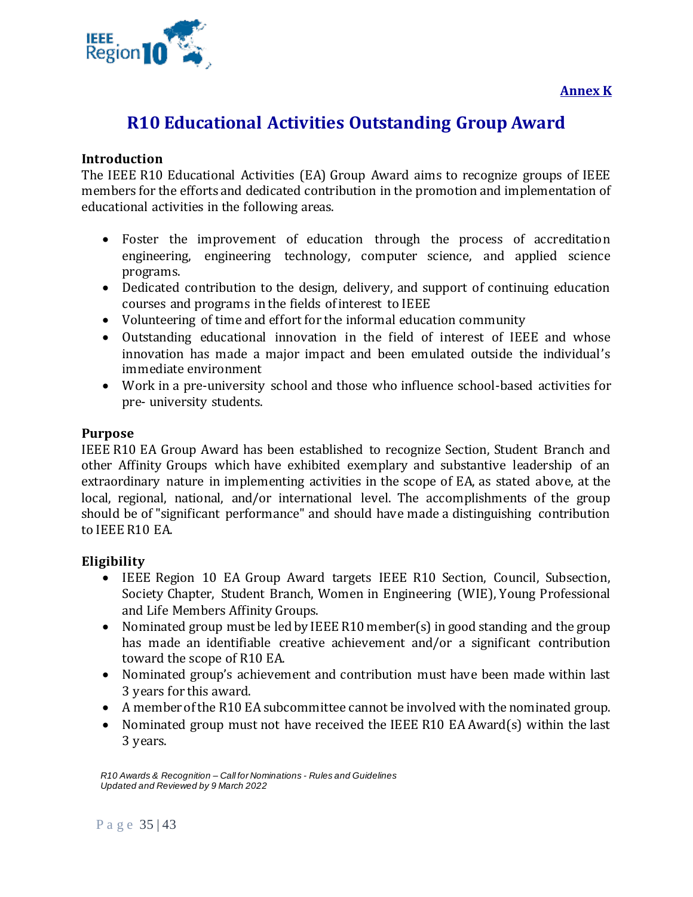**Annex K**

# R10 Educational Activities Outstanding Group Award

## Introduction

The IEEE R10 Educational Activities (EA) Group Award aims to recognize groups of IEEE members for the efforts and dedicated contribution in the promotion and implementation of educational activities in the following areas.

- Foster the improvement of education through the process of accreditation engineering, engineering technology, computer science, and applied science programs.
- Dedicated contribution to the design, delivery, and support of continuing education courses and programs in the fields of interest to IEEE
- Volunteering of time and effort for the informal education community
- Outstanding educational innovation in the field of interest of IEEE and whose innovation has made a major impact and been emulated outside the individual's immediate environment
- Work in a pre-university school and those who influence school-based activities for pre- university students.

## Purpose

IEEE R10 EA Group Award has been established to recognize Section, Student Branch and other Affinity Groups which have exhibited exemplary and substantive leadership of an extraordinary nature in implementing activities in the scope of EA, as stated above, at the local, regional, national, and/or international level. The accomplishments of the group should be of "significant performance" and should have made a distinguishing contribution to IEEE R10 EA.

## Eligibility

- IEEE Region 10 EA Group Award targets IEEE R10 Section, Council, Subsection, Society Chapter, Student Branch, Women in Engineering (WIE), Young Professional and Life Members Affinity Groups.
- Nominated group must be led by IEEE R10 member(s) in good standing and the group has made an identifiable creative achievement and/or a significant contribution toward the scope of R10 EA.
- Nominated group's achievement and contribution must have been made within last 3 years for this award.
- A member of the R10 EA subcommittee cannot be involved with the nominated group.
- Nominated group must not have received the IEEE R10 EA Award(s) within the last 3 years.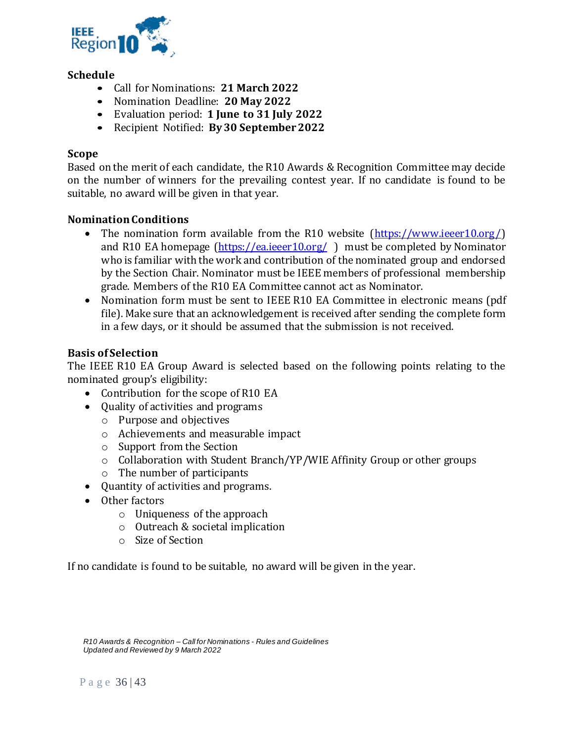### Schedule

- Call for Nominations: **21 March 2022**
- Nomination Deadline: **20 May 2022**
- Evaluation period: **1 June to 31 July 2022**
- Recipient Notified: **By 30 September 2022**

### Scope

Based on the merit of each candidate, the R10 Awards & Recognition Committee may decide on the number of winners for the prevailing contest year. If no candidate is found to be suitable, no award will be given in that year.

### Nomination Conditions

- The nomination form available from the R10 website (https://www.ieeer10.org/) and R10 EA homepage (https://ea.ieeer10.org/ ) must be completed by Nominator who is familiar with the work and contribution of the nominated group and endorsed by the Section Chair. Nominator must be IEEE members of professional membership grade. Members of the R10 EA Committee cannot act as Nominator.
- Nomination form must be sent to IEEE R10 EA Committee in electronic means (pdf file). Make sure that an acknowledgement is received after sending the complete form in a few days, or it should be assumed that the submission is not received.

### Basis of Selection

The IEEE R10 EA Group Award is selected based on the following points relating to the nominated group's eligibility:

- Contribution for the scope of R10 EA
- Quality of activities and programs
  - Purpose and objectives
  - Achievements and measurable impact
  - Support from the Section
  - Collaboration with Student Branch/YP/WIE Affinity Group or other groups
  - The number of participants
- Quantity of activities and programs.
- Other factors
  - Uniqueness of the approach
  - Outreach & societal implication
  - Size of Section

If no candidate is found to be suitable, no award will be given in the year.

*R10 Awards & Recognition – Call for Nominations - Rules and Guidelines*
*Updated and Reviewed by 9 March 2022*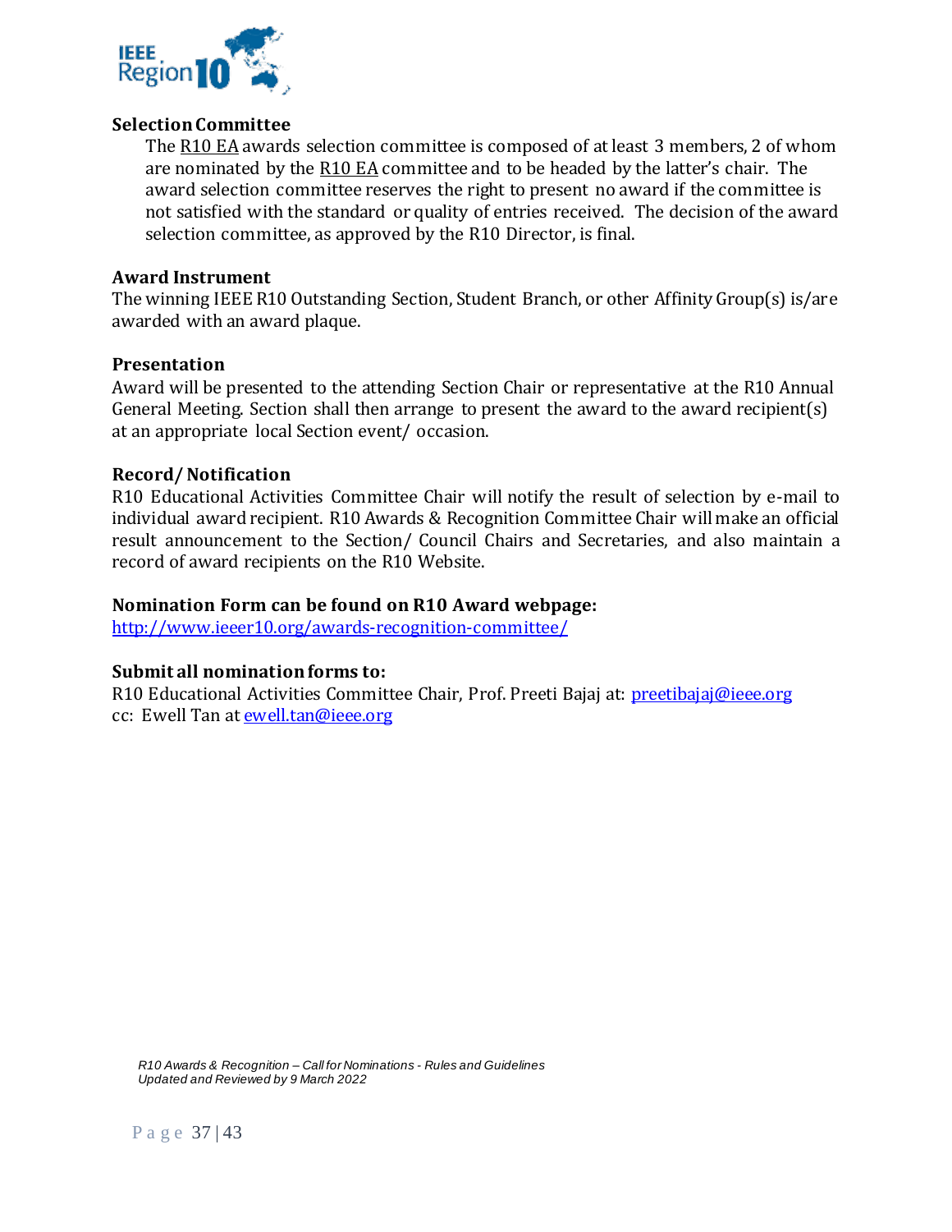### Selection Committee

The R10 EA awards selection committee is composed of at least 3 members, 2 of whom are nominated by the R10 EA committee and to be headed by the latter's chair. The award selection committee reserves the right to present no award if the committee is not satisfied with the standard or quality of entries received. The decision of the award selection committee, as approved by the R10 Director, is final.

### Award Instrument

The winning IEEE R10 Outstanding Section, Student Branch, or other Affinity Group(s) is/are awarded with an award plaque.

### Presentation

Award will be presented to the attending Section Chair or representative at the R10 Annual General Meeting. Section shall then arrange to present the award to the award recipient(s) at an appropriate local Section event/ occasion.

### Record/ Notification

R10 Educational Activities Committee Chair will notify the result of selection by e-mail to individual award recipient. R10 Awards & Recognition Committee Chair will make an official result announcement to the Section/ Council Chairs and Secretaries, and also maintain a record of award recipients on the R10 Website.

### Nomination Form can be found on R10 Award webpage:

http://www.ieeer10.org/awards-recognition-committee/

### Submit all nomination forms to:

R10 Educational Activities Committee Chair, Prof. Preeti Bajaj at: preetibajaj@ieee.org
cc: Ewell Tan at ewell.tan@ieee.org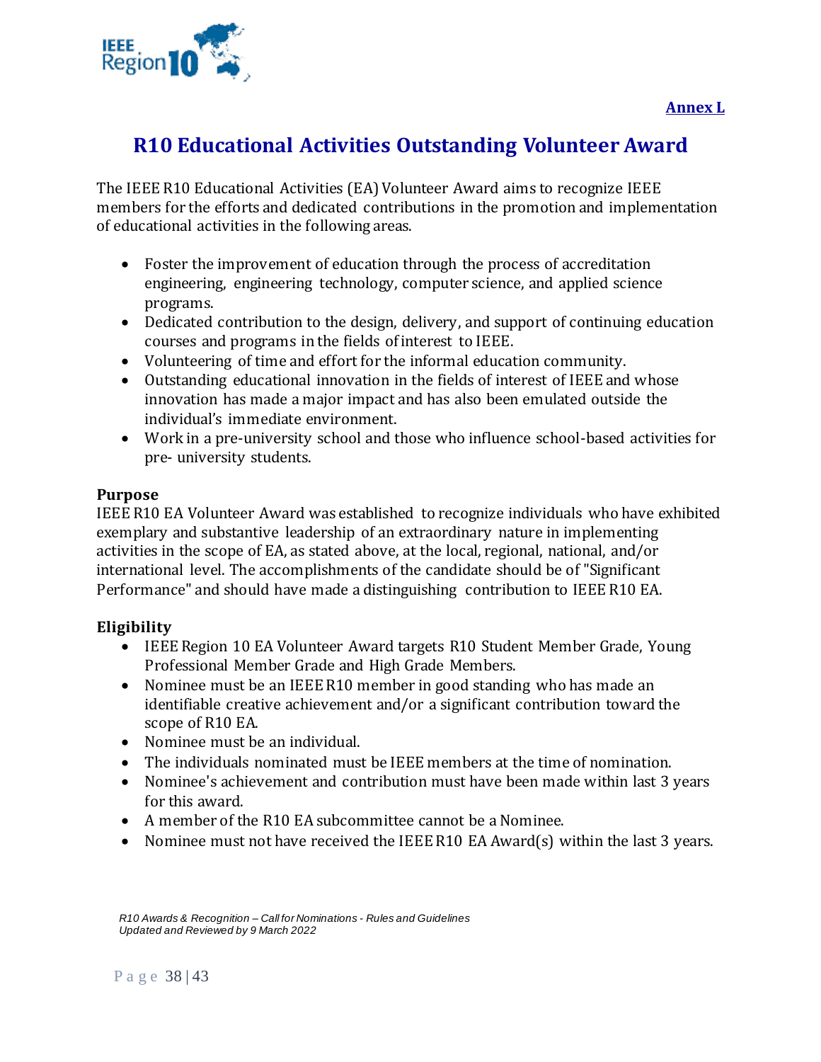**Annex L**

# R10 Educational Activities Outstanding Volunteer Award

The IEEE R10 Educational Activities (EA) Volunteer Award aims to recognize IEEE members for the efforts and dedicated contributions in the promotion and implementation of educational activities in the following areas.

- Foster the improvement of education through the process of accreditation engineering, engineering technology, computer science, and applied science programs.
- Dedicated contribution to the design, delivery, and support of continuing education courses and programs in the fields of interest to IEEE.
- Volunteering of time and effort for the informal education community.
- Outstanding educational innovation in the fields of interest of IEEE and whose innovation has made a major impact and has also been emulated outside the individual's immediate environment.
- Work in a pre-university school and those who influence school-based activities for pre- university students.

### Purpose

IEEE R10 EA Volunteer Award was established to recognize individuals who have exhibited exemplary and substantive leadership of an extraordinary nature in implementing activities in the scope of EA, as stated above, at the local, regional, national, and/or international level. The accomplishments of the candidate should be of "Significant Performance" and should have made a distinguishing contribution to IEEE R10 EA.

### Eligibility

- IEEE Region 10 EA Volunteer Award targets R10 Student Member Grade, Young Professional Member Grade and High Grade Members.
- Nominee must be an IEEE R10 member in good standing who has made an identifiable creative achievement and/or a significant contribution toward the scope of R10 EA.
- Nominee must be an individual.
- The individuals nominated must be IEEE members at the time of nomination.
- Nominee's achievement and contribution must have been made within last 3 years for this award.
- A member of the R10 EA subcommittee cannot be a Nominee.
- Nominee must not have received the IEEE R10 EA Award(s) within the last 3 years.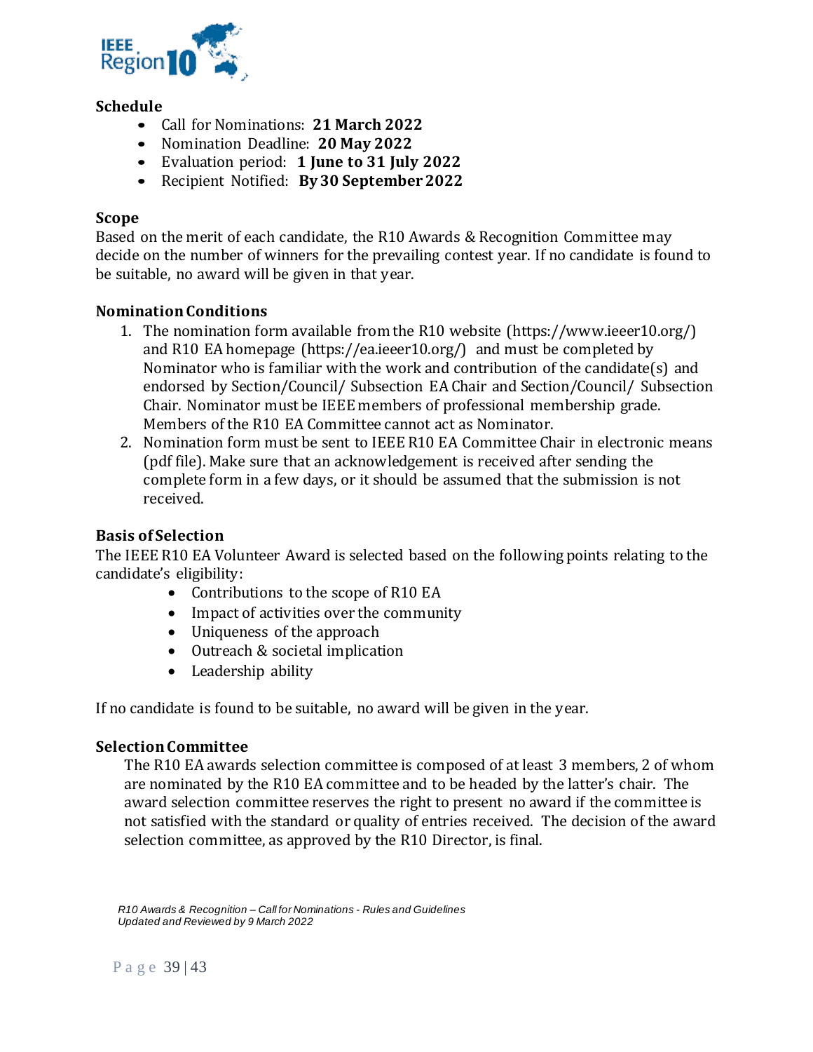## Schedule

- Call for Nominations: **21 March 2022**
- Nomination Deadline: **20 May 2022**
- Evaluation period: **1 June to 31 July 2022**
- Recipient Notified: **By 30 September 2022**

## Scope

Based on the merit of each candidate, the R10 Awards & Recognition Committee may decide on the number of winners for the prevailing contest year. If no candidate is found to be suitable, no award will be given in that year.

## Nomination Conditions

1. The nomination form available from the R10 website (https://www.ieeer10.org/) and R10 EA homepage (https://ea.ieeer10.org/) and must be completed by Nominator who is familiar with the work and contribution of the candidate(s) and endorsed by Section/Council/ Subsection EA Chair and Section/Council/ Subsection Chair. Nominator must be IEEE members of professional membership grade. Members of the R10 EA Committee cannot act as Nominator.
2. Nomination form must be sent to IEEE R10 EA Committee Chair in electronic means (pdf file). Make sure that an acknowledgement is received after sending the complete form in a few days, or it should be assumed that the submission is not received.

## Basis of Selection

The IEEE R10 EA Volunteer Award is selected based on the following points relating to the candidate's eligibility:

- Contributions to the scope of R10 EA
- Impact of activities over the community
- Uniqueness of the approach
- Outreach & societal implication
- Leadership ability

If no candidate is found to be suitable, no award will be given in the year.

## Selection Committee

The R10 EA awards selection committee is composed of at least 3 members, 2 of whom are nominated by the R10 EA committee and to be headed by the latter's chair. The award selection committee reserves the right to present no award if the committee is not satisfied with the standard or quality of entries received. The decision of the award selection committee, as approved by the R10 Director, is final.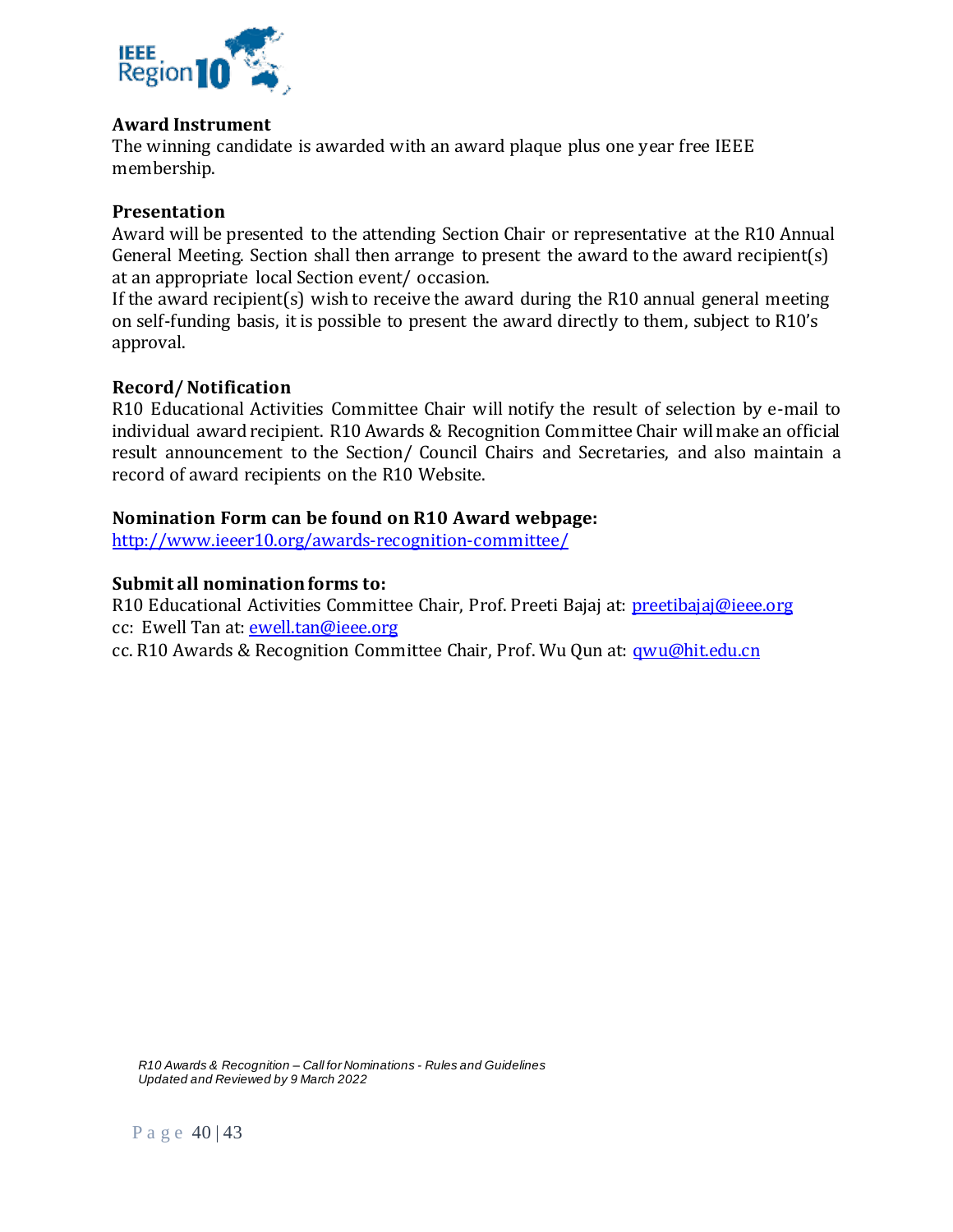### Award Instrument

The winning candidate is awarded with an award plaque plus one year free IEEE membership.

### Presentation

Award will be presented to the attending Section Chair or representative at the R10 Annual General Meeting. Section shall then arrange to present the award to the award recipient(s) at an appropriate local Section event/ occasion.

If the award recipient(s) wish to receive the award during the R10 annual general meeting on self-funding basis, it is possible to present the award directly to them, subject to R10's approval.

### Record/ Notification

R10 Educational Activities Committee Chair will notify the result of selection by e-mail to individual award recipient. R10 Awards & Recognition Committee Chair will make an official result announcement to the Section/ Council Chairs and Secretaries, and also maintain a record of award recipients on the R10 Website.

### Nomination Form can be found on R10 Award webpage:

[http://www.ieeer10.org/awards-recognition-committee/](http://www.ieeer10.org/awards-recognition-committee/)

### Submit all nomination forms to:

R10 Educational Activities Committee Chair, Prof. Preeti Bajaj at: [preetibajaj@ieee.org](mailto:preetibajaj@ieee.org)
cc: Ewell Tan at: [ewell.tan@ieee.org](mailto:ewell.tan@ieee.org)
cc. R10 Awards & Recognition Committee Chair, Prof. Wu Qun at: [qwu@hit.edu.cn](mailto:qwu@hit.edu.cn)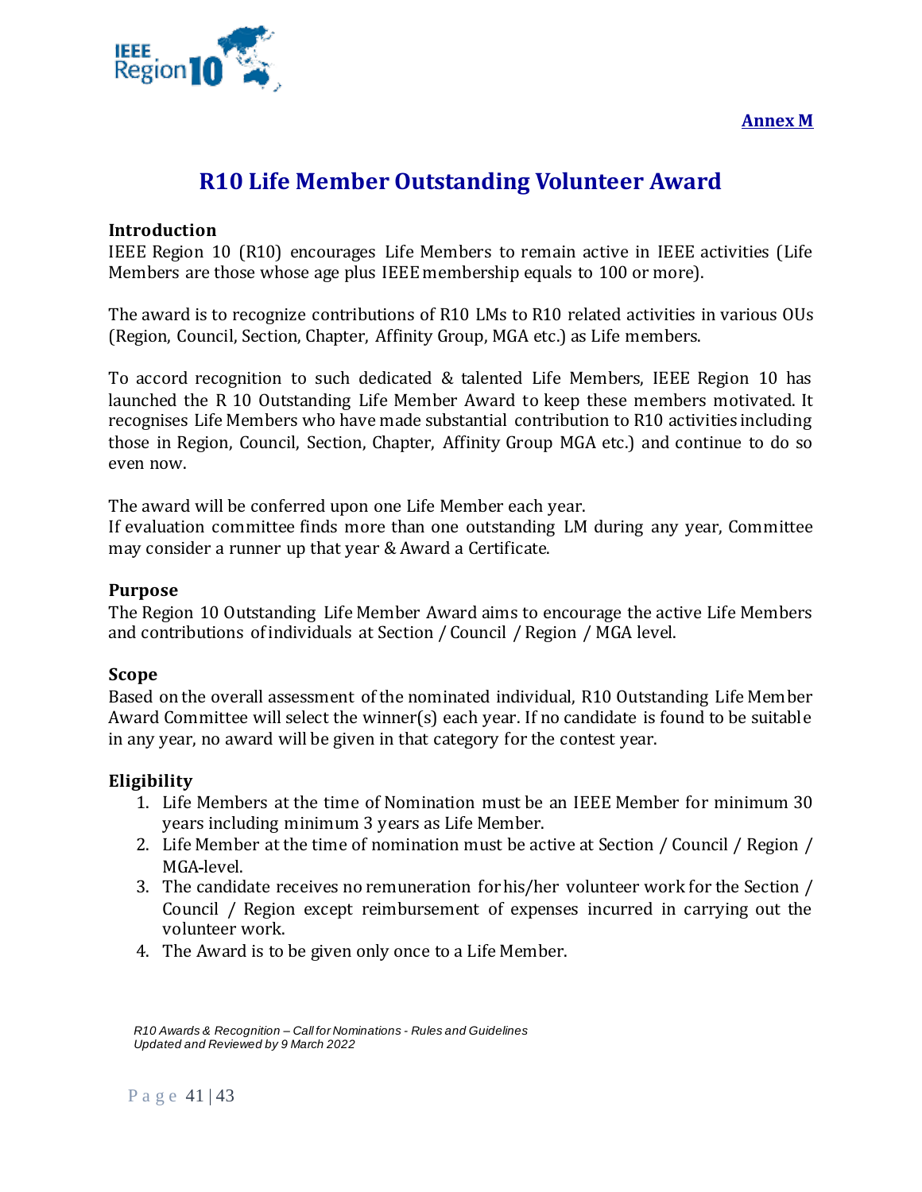**Annex M**

# R10 Life Member Outstanding Volunteer Award

## Introduction

IEEE Region 10 (R10) encourages Life Members to remain active in IEEE activities (Life Members are those whose age plus IEEE membership equals to 100 or more).

The award is to recognize contributions of R10 LMs to R10 related activities in various OUs (Region, Council, Section, Chapter, Affinity Group, MGA etc.) as Life members.

To accord recognition to such dedicated & talented Life Members, IEEE Region 10 has launched the R 10 Outstanding Life Member Award to keep these members motivated. It recognises Life Members who have made substantial contribution to R10 activities including those in Region, Council, Section, Chapter, Affinity Group MGA etc.) and continue to do so even now.

The award will be conferred upon one Life Member each year.
If evaluation committee finds more than one outstanding LM during any year, Committee may consider a runner up that year & Award a Certificate.

## Purpose

The Region 10 Outstanding Life Member Award aims to encourage the active Life Members and contributions of individuals at Section / Council / Region / MGA level.

## Scope

Based on the overall assessment of the nominated individual, R10 Outstanding Life Member Award Committee will select the winner(s) each year. If no candidate is found to be suitable in any year, no award will be given in that category for the contest year.

## Eligibility

1. Life Members at the time of Nomination must be an IEEE Member for minimum 30 years including minimum 3 years as Life Member.
2. Life Member at the time of nomination must be active at Section / Council / Region / MGA-level.
3. The candidate receives no remuneration for his/her volunteer work for the Section / Council / Region except reimbursement of expenses incurred in carrying out the volunteer work.
4. The Award is to be given only once to a Life Member.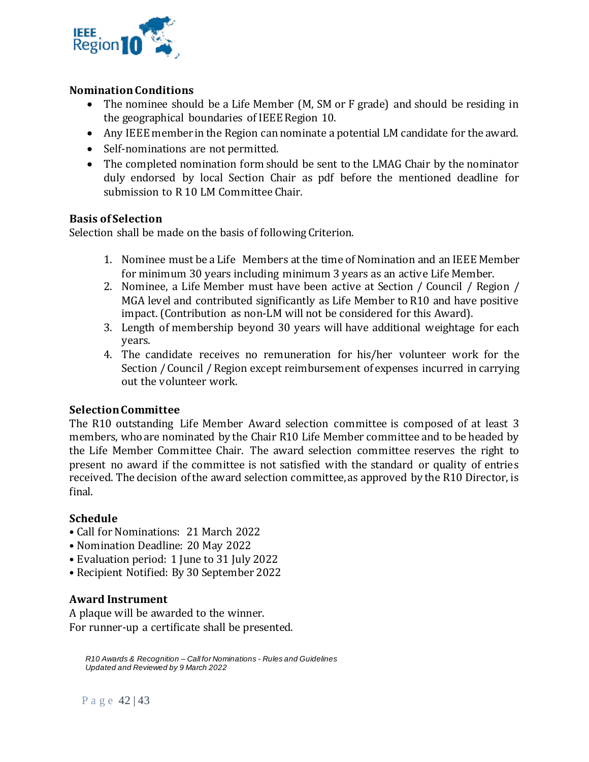### Nomination Conditions

- The nominee should be a Life Member (M, SM or F grade) and should be residing in the geographical boundaries of IEEE Region 10.
- Any IEEE member in the Region can nominate a potential LM candidate for the award.
- Self-nominations are not permitted.
- The completed nomination form should be sent to the LMAG Chair by the nominator duly endorsed by local Section Chair as pdf before the mentioned deadline for submission to R 10 LM Committee Chair.

### Basis of Selection

Selection shall be made on the basis of following Criterion.

1. Nominee must be a Life Members at the time of Nomination and an IEEE Member for minimum 30 years including minimum 3 years as an active Life Member.
2. Nominee, a Life Member must have been active at Section / Council / Region / MGA level and contributed significantly as Life Member to R10 and have positive impact. (Contribution as non-LM will not be considered for this Award).
3. Length of membership beyond 30 years will have additional weightage for each years.
4. The candidate receives no remuneration for his/her volunteer work for the Section / Council / Region except reimbursement of expenses incurred in carrying out the volunteer work.

### Selection Committee

The R10 outstanding Life Member Award selection committee is composed of at least 3 members, who are nominated by the Chair R10 Life Member committee and to be headed by the Life Member Committee Chair. The award selection committee reserves the right to present no award if the committee is not satisfied with the standard or quality of entries received. The decision of the award selection committee, as approved by the R10 Director, is final.

### Schedule

- Call for Nominations: 21 March 2022
- Nomination Deadline: 20 May 2022
- Evaluation period: 1 June to 31 July 2022
- Recipient Notified: By 30 September 2022

### Award Instrument

A plaque will be awarded to the winner.
For runner-up a certificate shall be presented.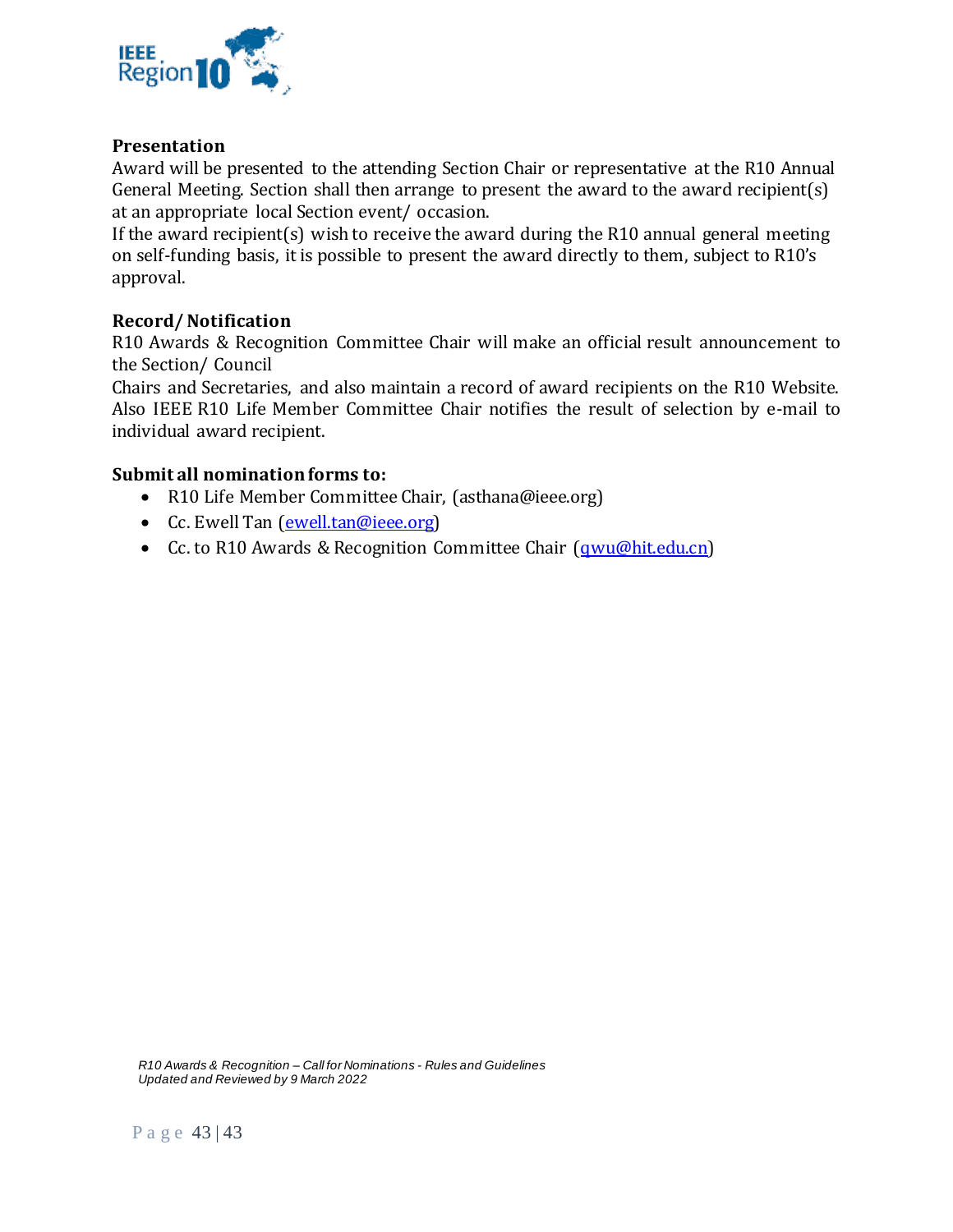**Presentation**

Award will be presented to the attending Section Chair or representative at the R10 Annual General Meeting. Section shall then arrange to present the award to the award recipient(s) at an appropriate local Section event/ occasion.

If the award recipient(s) wish to receive the award during the R10 annual general meeting on self-funding basis, it is possible to present the award directly to them, subject to R10's approval.

**Record/ Notification**

R10 Awards & Recognition Committee Chair will make an official result announcement to the Section/ Council

Chairs and Secretaries, and also maintain a record of award recipients on the R10 Website. Also IEEE R10 Life Member Committee Chair notifies the result of selection by e-mail to individual award recipient.

**Submit all nomination forms to:**

- R10 Life Member Committee Chair, (asthana@ieee.org)
- Cc. Ewell Tan (ewell.tan@ieee.org)
- Cc. to R10 Awards & Recognition Committee Chair (qwu@hit.edu.cn)